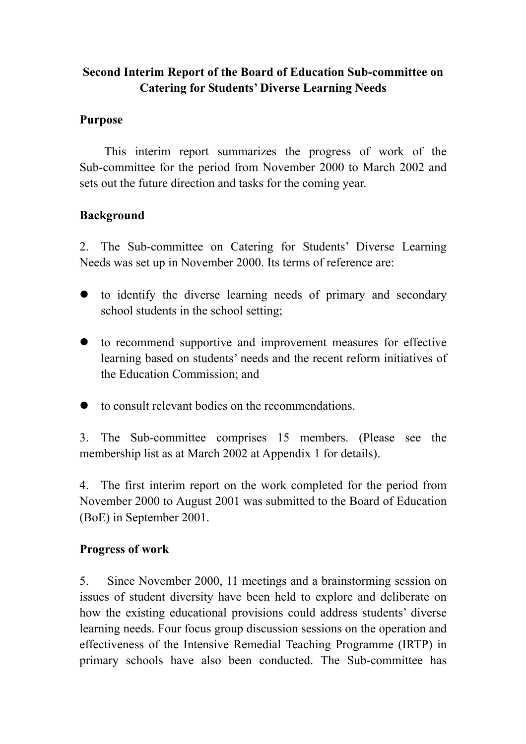# Second Interim Report of the Board of Education Sub-committee on Catering for Students' Diverse Learning Needs

## Purpose

This interim report summarizes the progress of work of the Sub-committee for the period from November 2000 to March 2002 and sets out the future direction and tasks for the coming year.

## Background

2. The Sub-committee on Catering for Students' Diverse Learning Needs was set up in November 2000. Its terms of reference are:

- to identify the diverse learning needs of primary and secondary school students in the school setting;
- to recommend supportive and improvement measures for effective learning based on students' needs and the recent reform initiatives of the Education Commission; and
- to consult relevant bodies on the recommendations.

3. The Sub-committee comprises 15 members. (Please see the membership list as at March 2002 at Appendix 1 for details).

4. The first interim report on the work completed for the period from November 2000 to August 2001 was submitted to the Board of Education (BoE) in September 2001.

## Progress of work

5. Since November 2000, 11 meetings and a brainstorming session on issues of student diversity have been held to explore and deliberate on how the existing educational provisions could address students' diverse learning needs. Four focus group discussion sessions on the operation and effectiveness of the Intensive Remedial Teaching Programme (IRTP) in primary schools have also been conducted. The Sub-committee has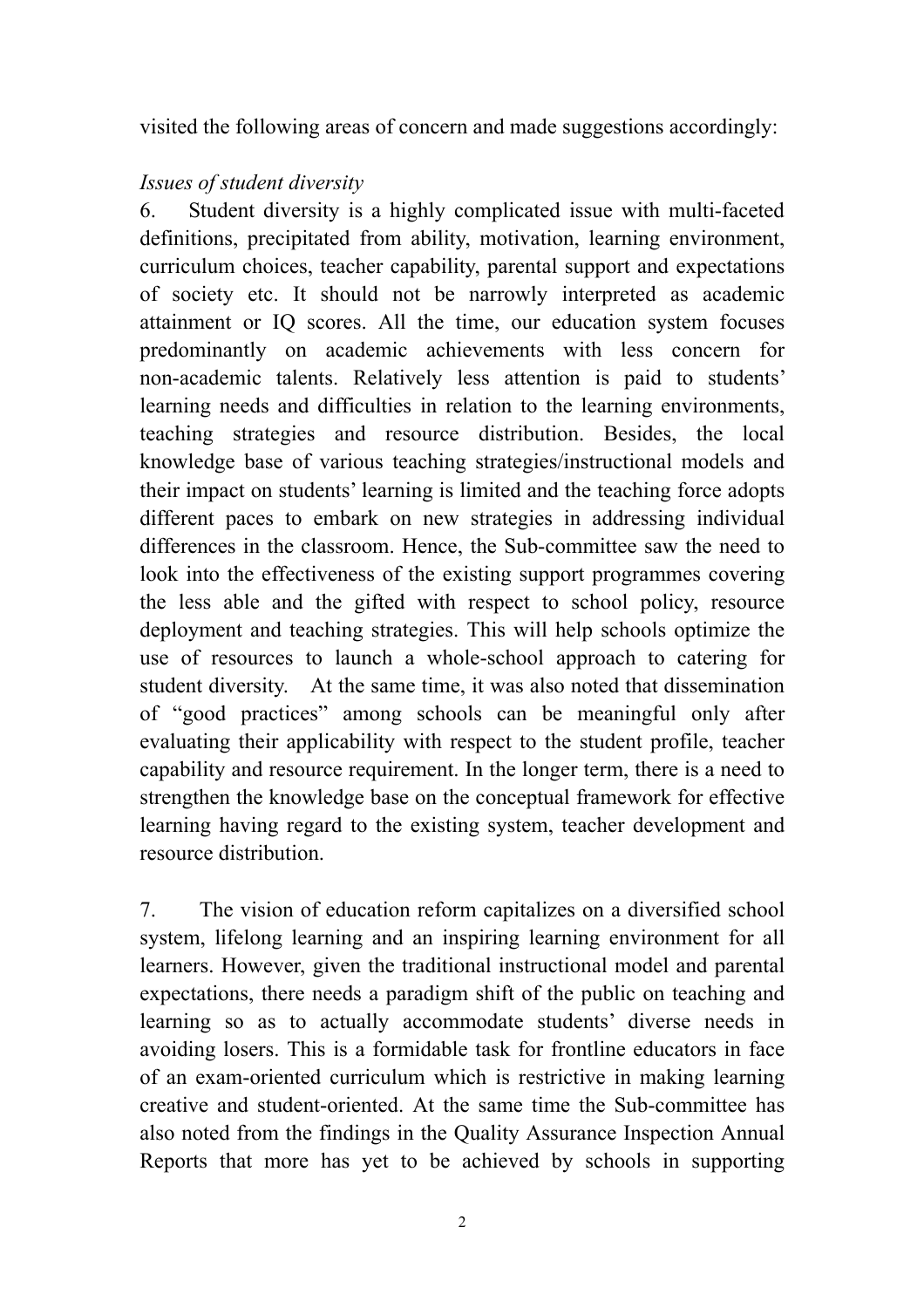visited the following areas of concern and made suggestions accordingly:

*Issues of student diversity*

6. Student diversity is a highly complicated issue with multi-faceted definitions, precipitated from ability, motivation, learning environment, curriculum choices, teacher capability, parental support and expectations of society etc. It should not be narrowly interpreted as academic attainment or IQ scores. All the time, our education system focuses predominantly on academic achievements with less concern for non-academic talents. Relatively less attention is paid to students' learning needs and difficulties in relation to the learning environments, teaching strategies and resource distribution. Besides, the local knowledge base of various teaching strategies/instructional models and their impact on students' learning is limited and the teaching force adopts different paces to embark on new strategies in addressing individual differences in the classroom. Hence, the Sub-committee saw the need to look into the effectiveness of the existing support programmes covering the less able and the gifted with respect to school policy, resource deployment and teaching strategies. This will help schools optimize the use of resources to launch a whole-school approach to catering for student diversity. At the same time, it was also noted that dissemination of "good practices" among schools can be meaningful only after evaluating their applicability with respect to the student profile, teacher capability and resource requirement. In the longer term, there is a need to strengthen the knowledge base on the conceptual framework for effective learning having regard to the existing system, teacher development and resource distribution.

7. The vision of education reform capitalizes on a diversified school system, lifelong learning and an inspiring learning environment for all learners. However, given the traditional instructional model and parental expectations, there needs a paradigm shift of the public on teaching and learning so as to actually accommodate students' diverse needs in avoiding losers. This is a formidable task for frontline educators in face of an exam-oriented curriculum which is restrictive in making learning creative and student-oriented. At the same time the Sub-committee has also noted from the findings in the Quality Assurance Inspection Annual Reports that more has yet to be achieved by schools in supporting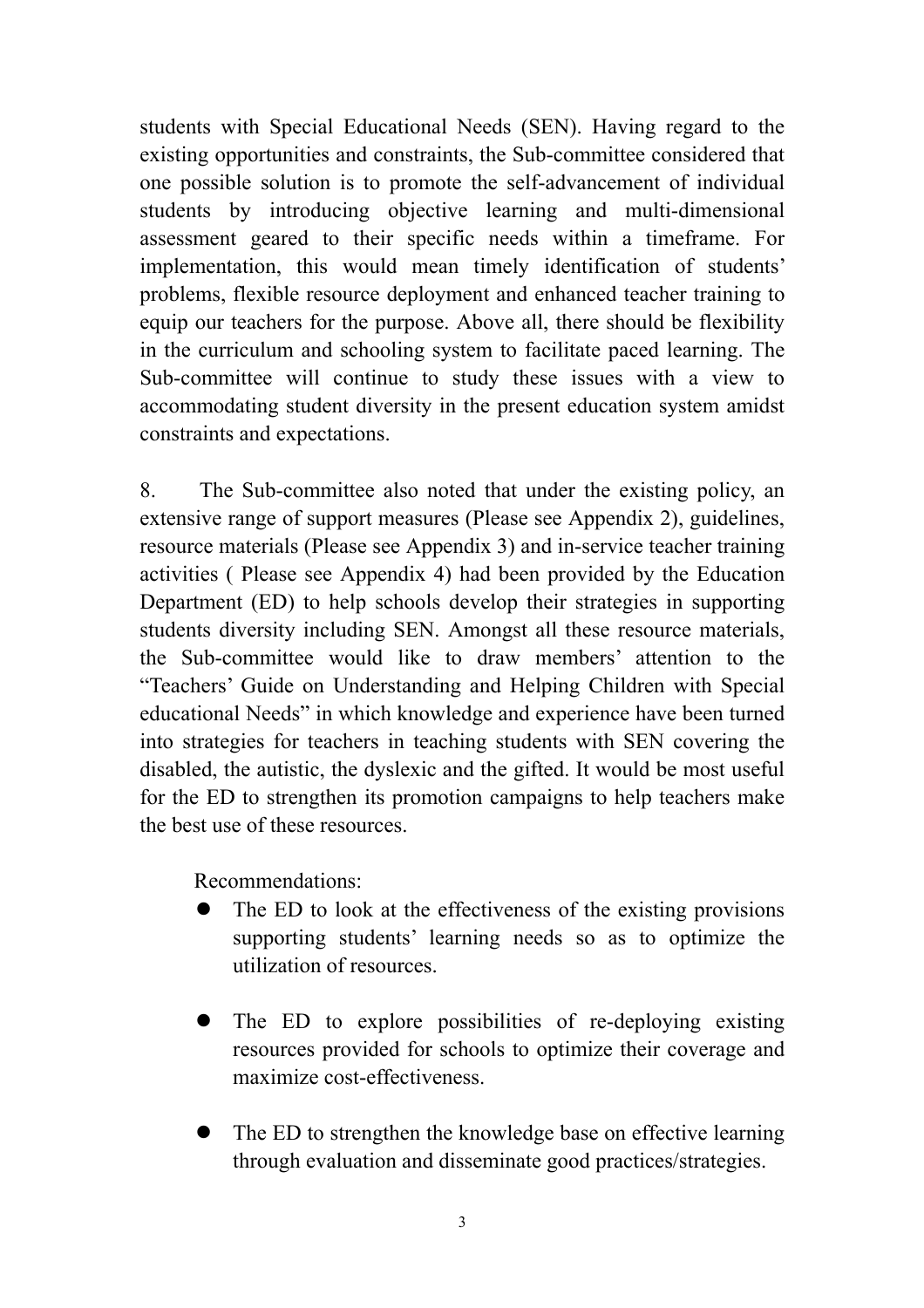students with Special Educational Needs (SEN). Having regard to the existing opportunities and constraints, the Sub-committee considered that one possible solution is to promote the self-advancement of individual students by introducing objective learning and multi-dimensional assessment geared to their specific needs within a timeframe. For implementation, this would mean timely identification of students' problems, flexible resource deployment and enhanced teacher training to equip our teachers for the purpose. Above all, there should be flexibility in the curriculum and schooling system to facilitate paced learning. The Sub-committee will continue to study these issues with a view to accommodating student diversity in the present education system amidst constraints and expectations.

8. The Sub-committee also noted that under the existing policy, an extensive range of support measures (Please see Appendix 2), guidelines, resource materials (Please see Appendix 3) and in-service teacher training activities ( Please see Appendix 4) had been provided by the Education Department (ED) to help schools develop their strategies in supporting students diversity including SEN. Amongst all these resource materials, the Sub-committee would like to draw members' attention to the "Teachers' Guide on Understanding and Helping Children with Special educational Needs" in which knowledge and experience have been turned into strategies for teachers in teaching students with SEN covering the disabled, the autistic, the dyslexic and the gifted. It would be most useful for the ED to strengthen its promotion campaigns to help teachers make the best use of these resources.

Recommendations:

- The ED to look at the effectiveness of the existing provisions supporting students' learning needs so as to optimize the utilization of resources.

- The ED to explore possibilities of re-deploying existing resources provided for schools to optimize their coverage and maximize cost-effectiveness.

- The ED to strengthen the knowledge base on effective learning through evaluation and disseminate good practices/strategies.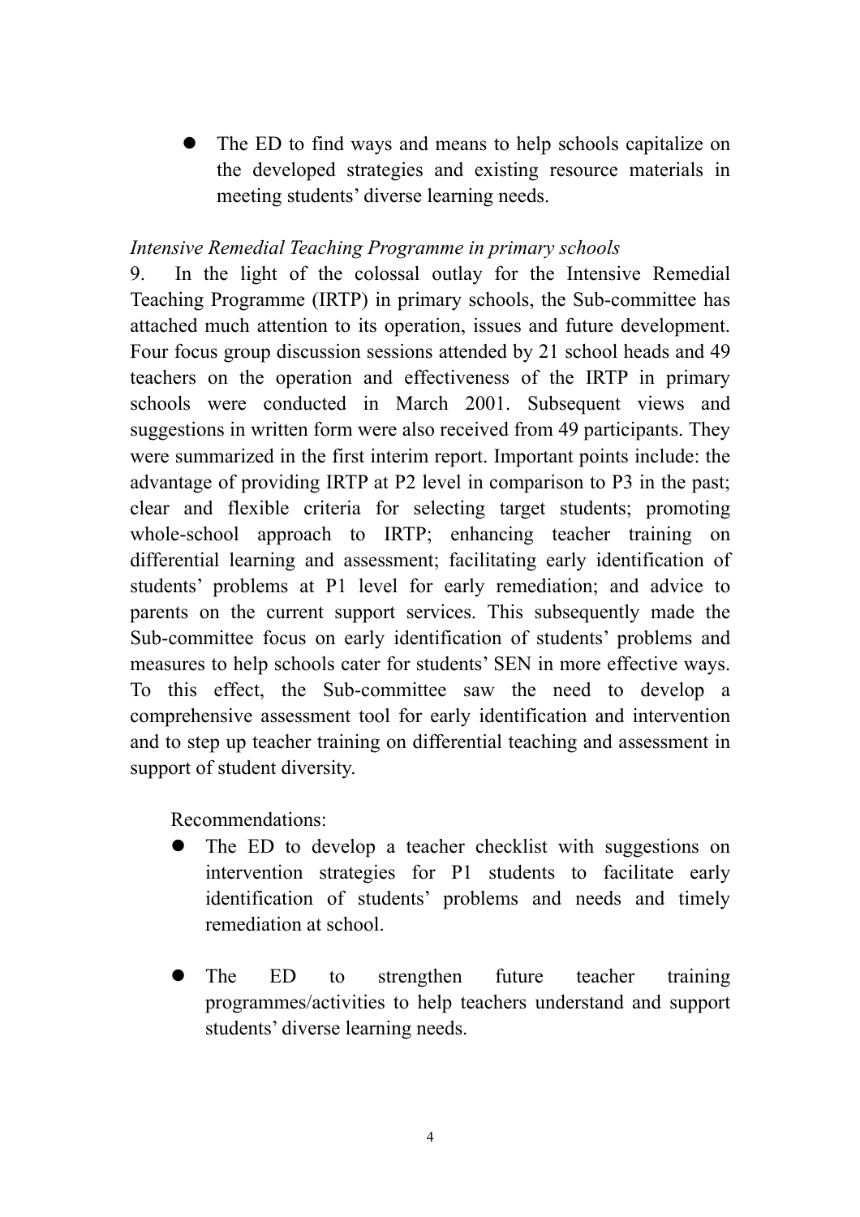- The ED to find ways and means to help schools capitalize on the developed strategies and existing resource materials in meeting students' diverse learning needs.

*Intensive Remedial Teaching Programme in primary schools*

9. In the light of the colossal outlay for the Intensive Remedial Teaching Programme (IRTP) in primary schools, the Sub-committee has attached much attention to its operation, issues and future development. Four focus group discussion sessions attended by 21 school heads and 49 teachers on the operation and effectiveness of the IRTP in primary schools were conducted in March 2001. Subsequent views and suggestions in written form were also received from 49 participants. They were summarized in the first interim report. Important points include: the advantage of providing IRTP at P2 level in comparison to P3 in the past; clear and flexible criteria for selecting target students; promoting whole-school approach to IRTP; enhancing teacher training on differential learning and assessment; facilitating early identification of students' problems at P1 level for early remediation; and advice to parents on the current support services. This subsequently made the Sub-committee focus on early identification of students' problems and measures to help schools cater for students' SEN in more effective ways. To this effect, the Sub-committee saw the need to develop a comprehensive assessment tool for early identification and intervention and to step up teacher training on differential teaching and assessment in support of student diversity.

Recommendations:

- The ED to develop a teacher checklist with suggestions on intervention strategies for P1 students to facilitate early identification of students' problems and needs and timely remediation at school.

- The ED to strengthen future teacher training programmes/activities to help teachers understand and support students' diverse learning needs.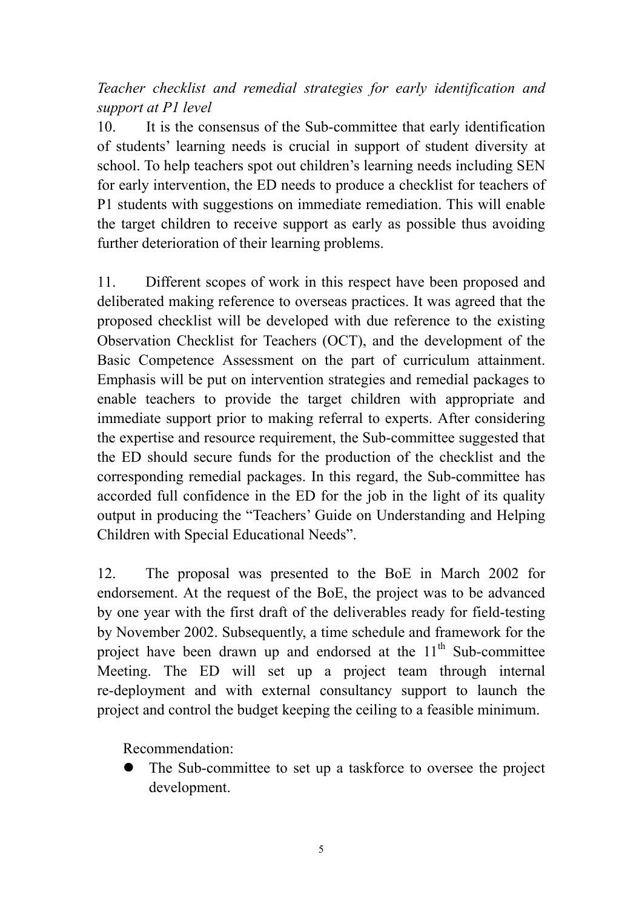*Teacher checklist and remedial strategies for early identification and support at P1 level*

10. It is the consensus of the Sub-committee that early identification of students' learning needs is crucial in support of student diversity at school. To help teachers spot out children's learning needs including SEN for early intervention, the ED needs to produce a checklist for teachers of P1 students with suggestions on immediate remediation. This will enable the target children to receive support as early as possible thus avoiding further deterioration of their learning problems.

11. Different scopes of work in this respect have been proposed and deliberated making reference to overseas practices. It was agreed that the proposed checklist will be developed with due reference to the existing Observation Checklist for Teachers (OCT), and the development of the Basic Competence Assessment on the part of curriculum attainment. Emphasis will be put on intervention strategies and remedial packages to enable teachers to provide the target children with appropriate and immediate support prior to making referral to experts. After considering the expertise and resource requirement, the Sub-committee suggested that the ED should secure funds for the production of the checklist and the corresponding remedial packages. In this regard, the Sub-committee has accorded full confidence in the ED for the job in the light of its quality output in producing the "Teachers' Guide on Understanding and Helping Children with Special Educational Needs".

12. The proposal was presented to the BoE in March 2002 for endorsement. At the request of the BoE, the project was to be advanced by one year with the first draft of the deliverables ready for field-testing by November 2002. Subsequently, a time schedule and framework for the project have been drawn up and endorsed at the 11th Sub-committee Meeting. The ED will set up a project team through internal re-deployment and with external consultancy support to launch the project and control the budget keeping the ceiling to a feasible minimum.

Recommendation:

- The Sub-committee to set up a taskforce to oversee the project development.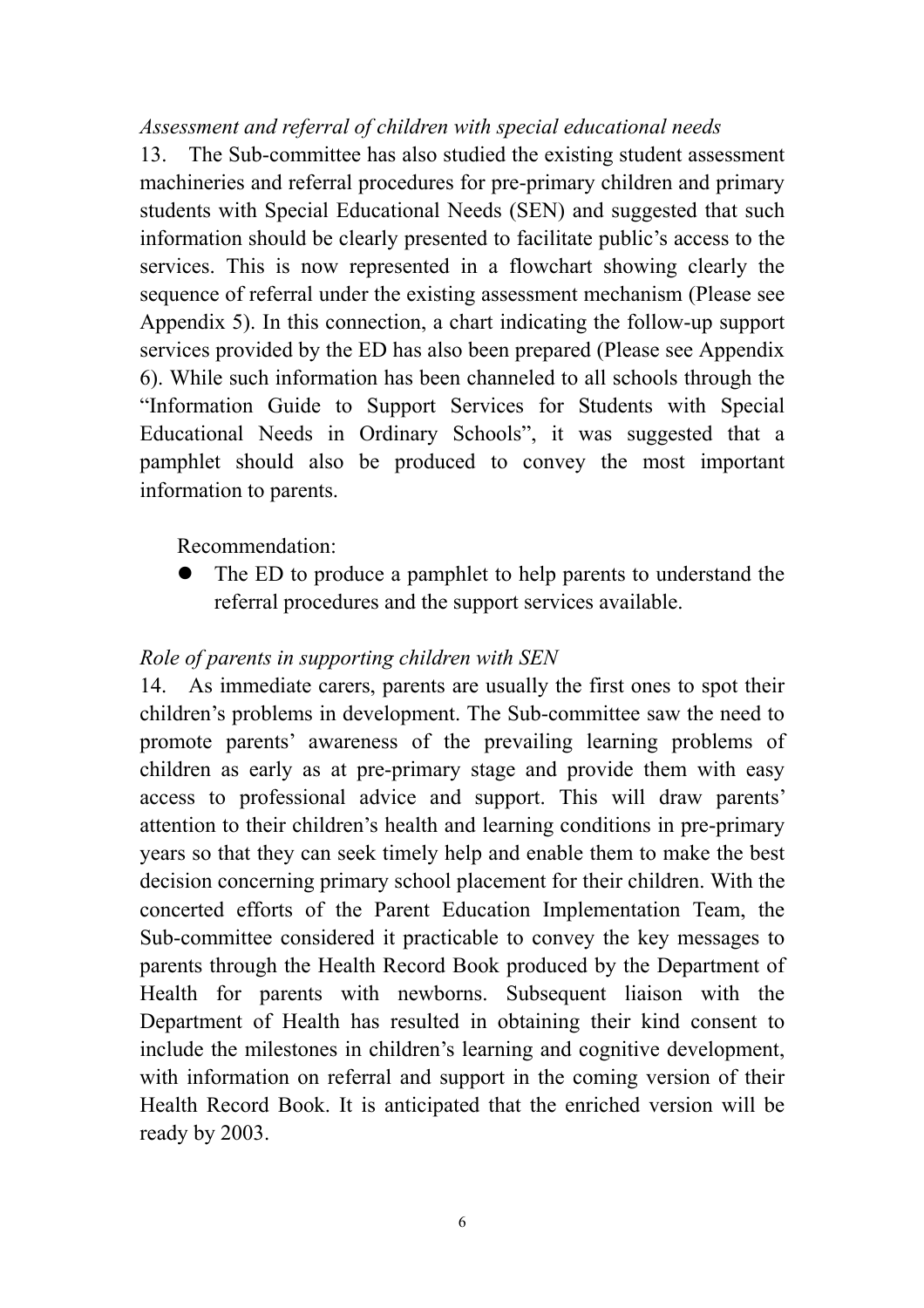*Assessment and referral of children with special educational needs*

13. The Sub-committee has also studied the existing student assessment machineries and referral procedures for pre-primary children and primary students with Special Educational Needs (SEN) and suggested that such information should be clearly presented to facilitate public's access to the services. This is now represented in a flowchart showing clearly the sequence of referral under the existing assessment mechanism (Please see Appendix 5). In this connection, a chart indicating the follow-up support services provided by the ED has also been prepared (Please see Appendix 6). While such information has been channeled to all schools through the "Information Guide to Support Services for Students with Special Educational Needs in Ordinary Schools", it was suggested that a pamphlet should also be produced to convey the most important information to parents.

Recommendation:

- The ED to produce a pamphlet to help parents to understand the referral procedures and the support services available.

*Role of parents in supporting children with SEN*

14. As immediate carers, parents are usually the first ones to spot their children's problems in development. The Sub-committee saw the need to promote parents' awareness of the prevailing learning problems of children as early as at pre-primary stage and provide them with easy access to professional advice and support. This will draw parents' attention to their children's health and learning conditions in pre-primary years so that they can seek timely help and enable them to make the best decision concerning primary school placement for their children. With the concerted efforts of the Parent Education Implementation Team, the Sub-committee considered it practicable to convey the key messages to parents through the Health Record Book produced by the Department of Health for parents with newborns. Subsequent liaison with the Department of Health has resulted in obtaining their kind consent to include the milestones in children's learning and cognitive development, with information on referral and support in the coming version of their Health Record Book. It is anticipated that the enriched version will be ready by 2003.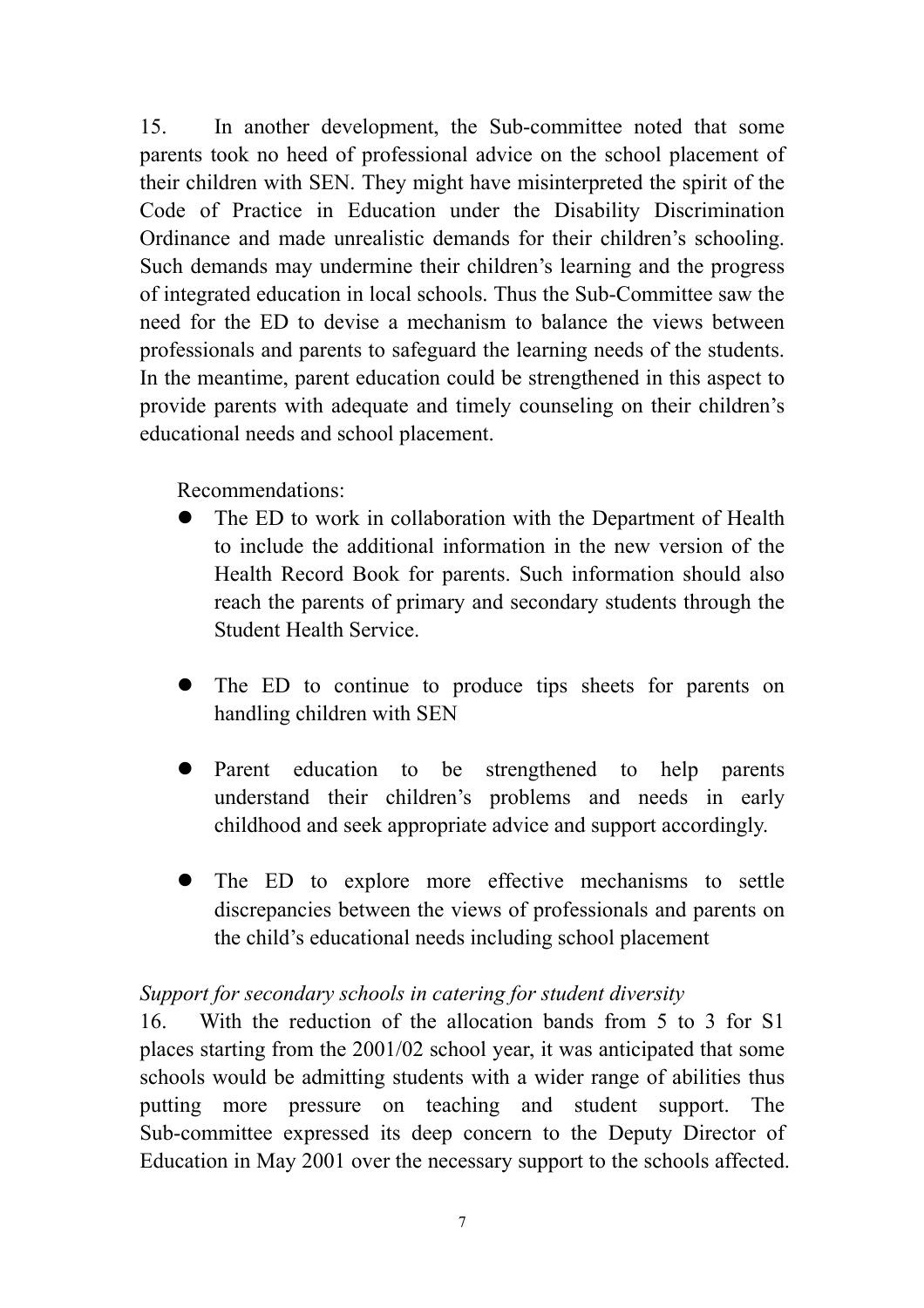15. In another development, the Sub-committee noted that some parents took no heed of professional advice on the school placement of their children with SEN. They might have misinterpreted the spirit of the Code of Practice in Education under the Disability Discrimination Ordinance and made unrealistic demands for their children's schooling. Such demands may undermine their children's learning and the progress of integrated education in local schools. Thus the Sub-Committee saw the need for the ED to devise a mechanism to balance the views between professionals and parents to safeguard the learning needs of the students. In the meantime, parent education could be strengthened in this aspect to provide parents with adequate and timely counseling on their children's educational needs and school placement.

Recommendations:

- The ED to work in collaboration with the Department of Health to include the additional information in the new version of the Health Record Book for parents. Such information should also reach the parents of primary and secondary students through the Student Health Service.
- The ED to continue to produce tips sheets for parents on handling children with SEN
- Parent education to be strengthened to help parents understand their children's problems and needs in early childhood and seek appropriate advice and support accordingly.
- The ED to explore more effective mechanisms to settle discrepancies between the views of professionals and parents on the child's educational needs including school placement

*Support for secondary schools in catering for student diversity*

16. With the reduction of the allocation bands from 5 to 3 for S1 places starting from the 2001/02 school year, it was anticipated that some schools would be admitting students with a wider range of abilities thus putting more pressure on teaching and student support. The Sub-committee expressed its deep concern to the Deputy Director of Education in May 2001 over the necessary support to the schools affected.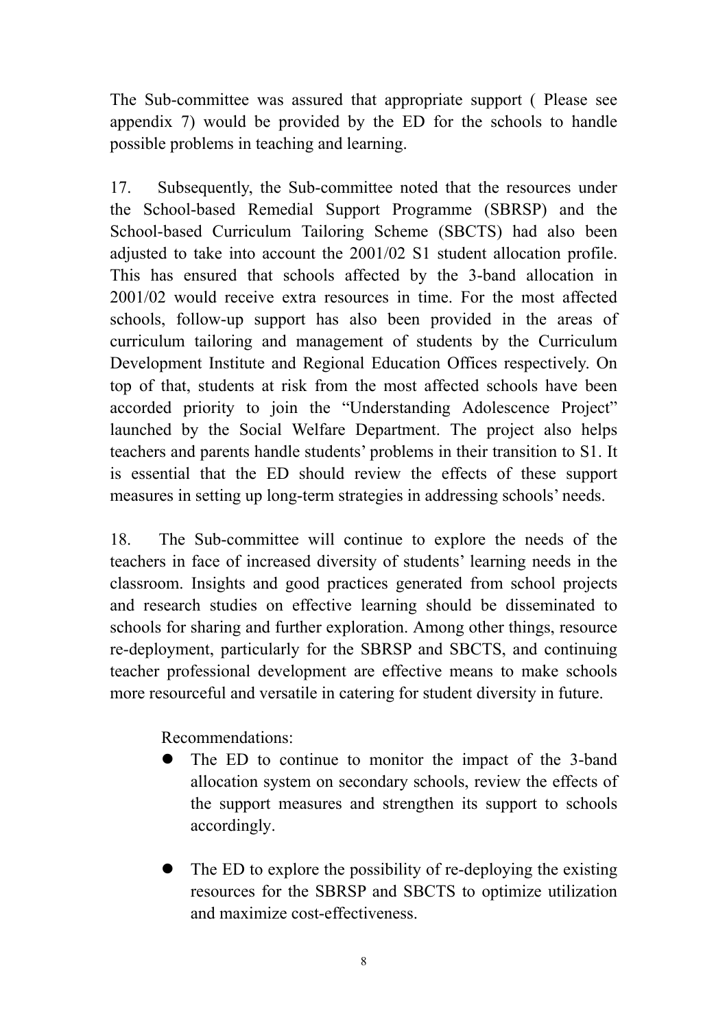The Sub-committee was assured that appropriate support ( Please see appendix 7) would be provided by the ED for the schools to handle possible problems in teaching and learning.

17. Subsequently, the Sub-committee noted that the resources under the School-based Remedial Support Programme (SBRSP) and the School-based Curriculum Tailoring Scheme (SBCTS) had also been adjusted to take into account the 2001/02 S1 student allocation profile. This has ensured that schools affected by the 3-band allocation in 2001/02 would receive extra resources in time. For the most affected schools, follow-up support has also been provided in the areas of curriculum tailoring and management of students by the Curriculum Development Institute and Regional Education Offices respectively. On top of that, students at risk from the most affected schools have been accorded priority to join the "Understanding Adolescence Project" launched by the Social Welfare Department. The project also helps teachers and parents handle students' problems in their transition to S1. It is essential that the ED should review the effects of these support measures in setting up long-term strategies in addressing schools' needs.

18. The Sub-committee will continue to explore the needs of the teachers in face of increased diversity of students' learning needs in the classroom. Insights and good practices generated from school projects and research studies on effective learning should be disseminated to schools for sharing and further exploration. Among other things, resource re-deployment, particularly for the SBRSP and SBCTS, and continuing teacher professional development are effective means to make schools more resourceful and versatile in catering for student diversity in future.

Recommendations:

- The ED to continue to monitor the impact of the 3-band allocation system on secondary schools, review the effects of the support measures and strengthen its support to schools accordingly.

- The ED to explore the possibility of re-deploying the existing resources for the SBRSP and SBCTS to optimize utilization and maximize cost-effectiveness.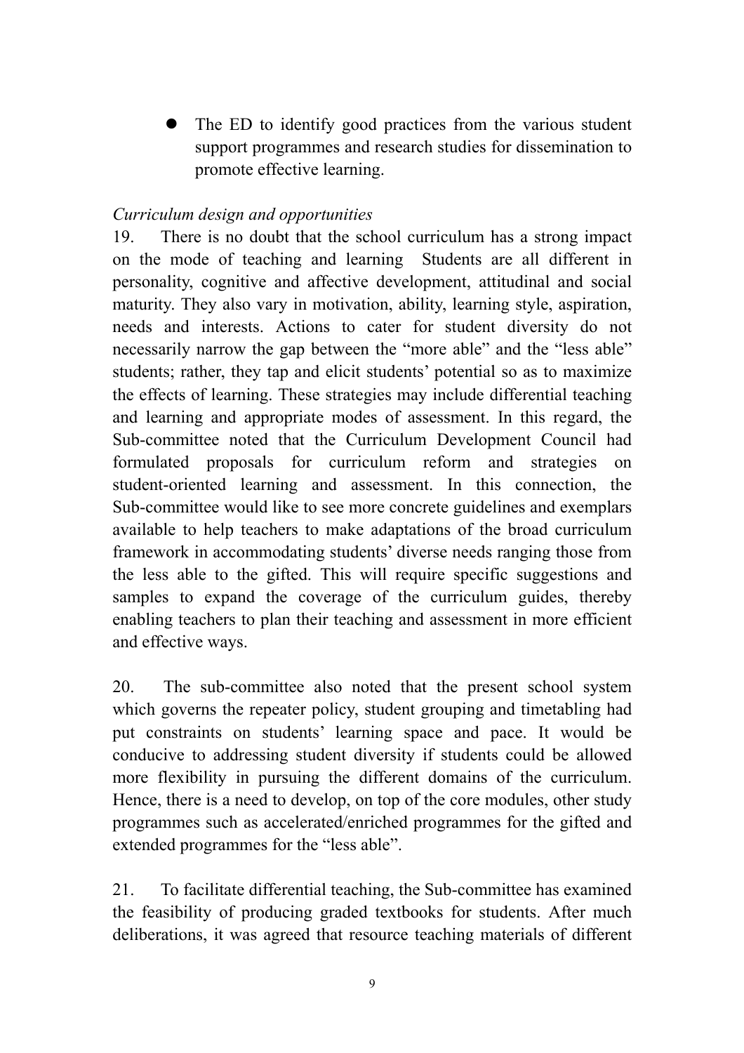- The ED to identify good practices from the various student support programmes and research studies for dissemination to promote effective learning.

*Curriculum design and opportunities*

19. There is no doubt that the school curriculum has a strong impact on the mode of teaching and learning Students are all different in personality, cognitive and affective development, attitudinal and social maturity. They also vary in motivation, ability, learning style, aspiration, needs and interests. Actions to cater for student diversity do not necessarily narrow the gap between the "more able" and the "less able" students; rather, they tap and elicit students' potential so as to maximize the effects of learning. These strategies may include differential teaching and learning and appropriate modes of assessment. In this regard, the Sub-committee noted that the Curriculum Development Council had formulated proposals for curriculum reform and strategies on student-oriented learning and assessment. In this connection, the Sub-committee would like to see more concrete guidelines and exemplars available to help teachers to make adaptations of the broad curriculum framework in accommodating students' diverse needs ranging those from the less able to the gifted. This will require specific suggestions and samples to expand the coverage of the curriculum guides, thereby enabling teachers to plan their teaching and assessment in more efficient and effective ways.

20. The sub-committee also noted that the present school system which governs the repeater policy, student grouping and timetabling had put constraints on students' learning space and pace. It would be conducive to addressing student diversity if students could be allowed more flexibility in pursuing the different domains of the curriculum. Hence, there is a need to develop, on top of the core modules, other study programmes such as accelerated/enriched programmes for the gifted and extended programmes for the "less able".

21. To facilitate differential teaching, the Sub-committee has examined the feasibility of producing graded textbooks for students. After much deliberations, it was agreed that resource teaching materials of different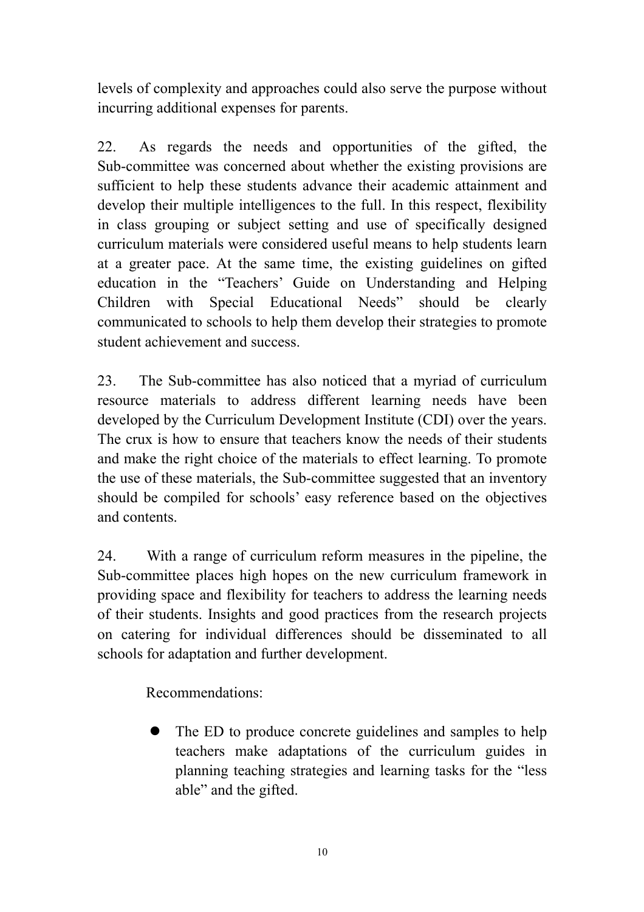levels of complexity and approaches could also serve the purpose without incurring additional expenses for parents.

22. As regards the needs and opportunities of the gifted, the Sub-committee was concerned about whether the existing provisions are sufficient to help these students advance their academic attainment and develop their multiple intelligences to the full. In this respect, flexibility in class grouping or subject setting and use of specifically designed curriculum materials were considered useful means to help students learn at a greater pace. At the same time, the existing guidelines on gifted education in the "Teachers' Guide on Understanding and Helping Children with Special Educational Needs" should be clearly communicated to schools to help them develop their strategies to promote student achievement and success.

23. The Sub-committee has also noticed that a myriad of curriculum resource materials to address different learning needs have been developed by the Curriculum Development Institute (CDI) over the years. The crux is how to ensure that teachers know the needs of their students and make the right choice of the materials to effect learning. To promote the use of these materials, the Sub-committee suggested that an inventory should be compiled for schools' easy reference based on the objectives and contents.

24. With a range of curriculum reform measures in the pipeline, the Sub-committee places high hopes on the new curriculum framework in providing space and flexibility for teachers to address the learning needs of their students. Insights and good practices from the research projects on catering for individual differences should be disseminated to all schools for adaptation and further development.

Recommendations:

- The ED to produce concrete guidelines and samples to help teachers make adaptations of the curriculum guides in planning teaching strategies and learning tasks for the "less able" and the gifted.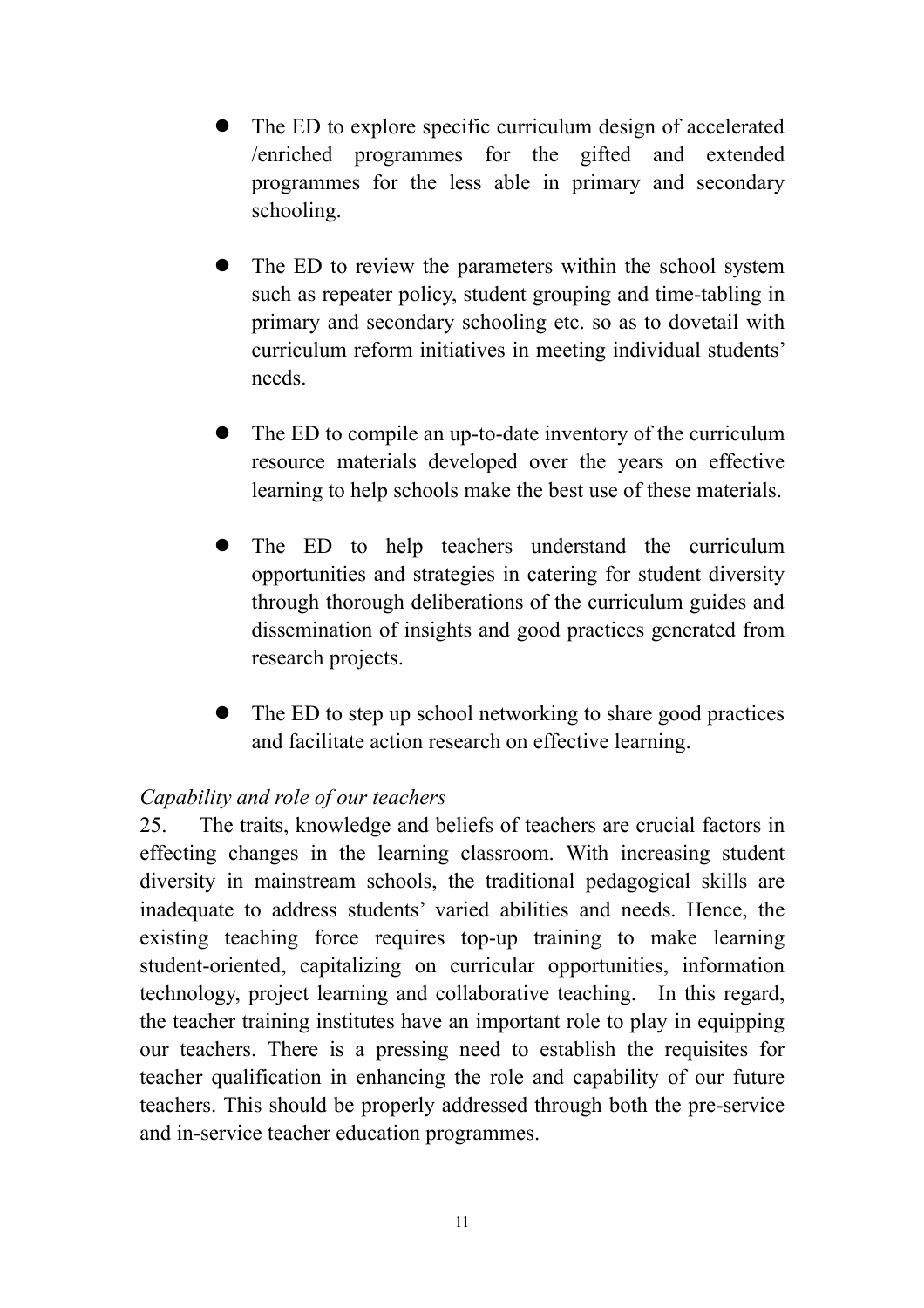- The ED to explore specific curriculum design of accelerated /enriched programmes for the gifted and extended programmes for the less able in primary and secondary schooling.

- The ED to review the parameters within the school system such as repeater policy, student grouping and time-tabling in primary and secondary schooling etc. so as to dovetail with curriculum reform initiatives in meeting individual students' needs.

- The ED to compile an up-to-date inventory of the curriculum resource materials developed over the years on effective learning to help schools make the best use of these materials.

- The ED to help teachers understand the curriculum opportunities and strategies in catering for student diversity through thorough deliberations of the curriculum guides and dissemination of insights and good practices generated from research projects.

- The ED to step up school networking to share good practices and facilitate action research on effective learning.

*Capability and role of our teachers*

25. The traits, knowledge and beliefs of teachers are crucial factors in effecting changes in the learning classroom. With increasing student diversity in mainstream schools, the traditional pedagogical skills are inadequate to address students' varied abilities and needs. Hence, the existing teaching force requires top-up training to make learning student-oriented, capitalizing on curricular opportunities, information technology, project learning and collaborative teaching. In this regard, the teacher training institutes have an important role to play in equipping our teachers. There is a pressing need to establish the requisites for teacher qualification in enhancing the role and capability of our future teachers. This should be properly addressed through both the pre-service and in-service teacher education programmes.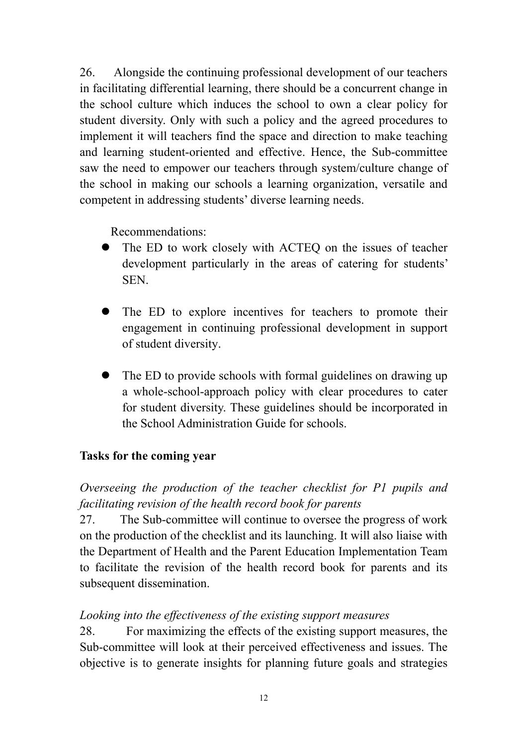26. Alongside the continuing professional development of our teachers in facilitating differential learning, there should be a concurrent change in the school culture which induces the school to own a clear policy for student diversity. Only with such a policy and the agreed procedures to implement it will teachers find the space and direction to make teaching and learning student-oriented and effective. Hence, the Sub-committee saw the need to empower our teachers through system/culture change of the school in making our schools a learning organization, versatile and competent in addressing students' diverse learning needs.

Recommendations:

- The ED to work closely with ACTEQ on the issues of teacher development particularly in the areas of catering for students' SEN.

- The ED to explore incentives for teachers to promote their engagement in continuing professional development in support of student diversity.

- The ED to provide schools with formal guidelines on drawing up a whole-school-approach policy with clear procedures to cater for student diversity. These guidelines should be incorporated in the School Administration Guide for schools.

**Tasks for the coming year**

*Overseeing the production of the teacher checklist for P1 pupils and facilitating revision of the health record book for parents*

27. The Sub-committee will continue to oversee the progress of work on the production of the checklist and its launching. It will also liaise with the Department of Health and the Parent Education Implementation Team to facilitate the revision of the health record book for parents and its subsequent dissemination.

*Looking into the effectiveness of the existing support measures*

28. For maximizing the effects of the existing support measures, the Sub-committee will look at their perceived effectiveness and issues. The objective is to generate insights for planning future goals and strategies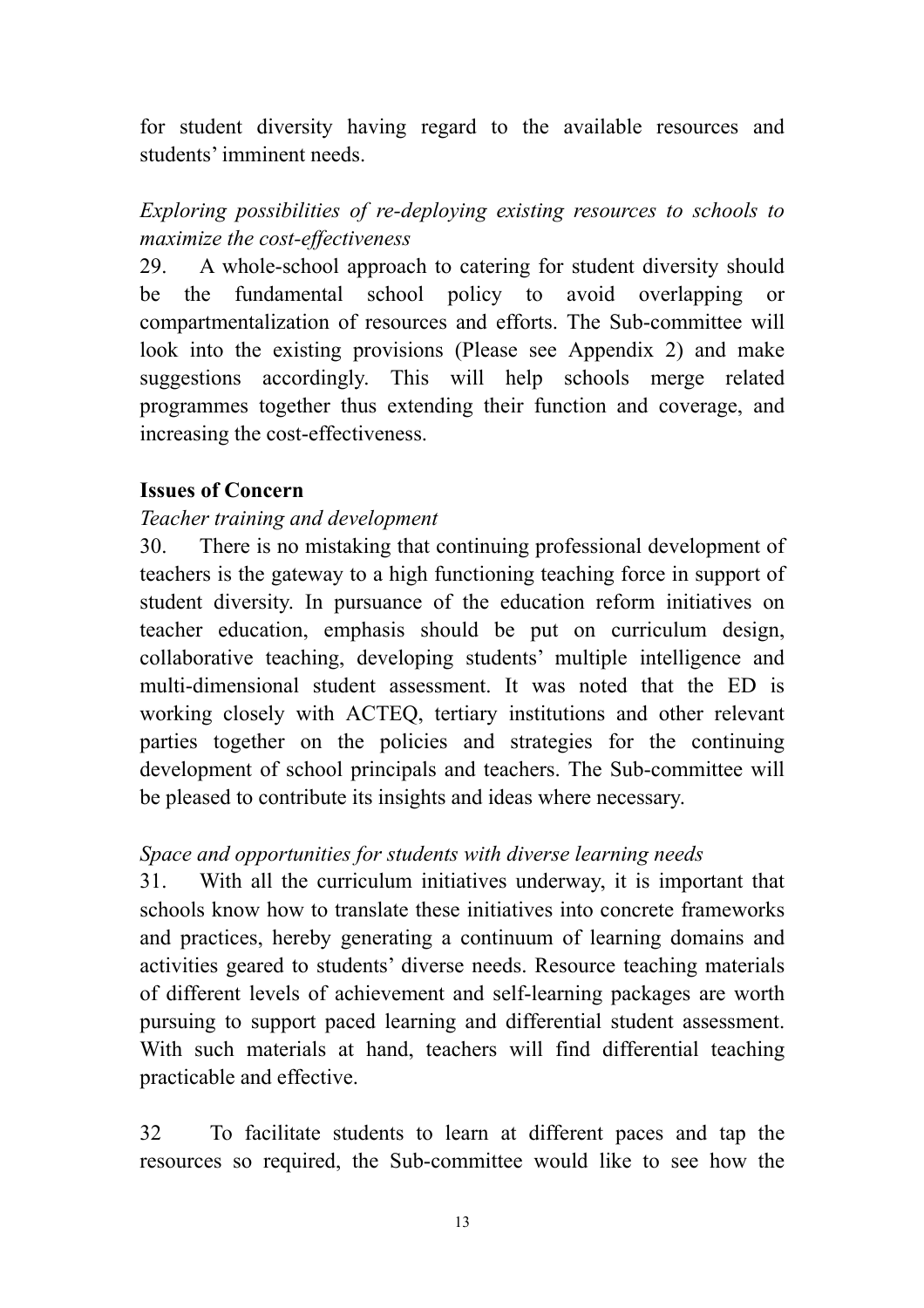for student diversity having regard to the available resources and students' imminent needs.

*Exploring possibilities of re-deploying existing resources to schools to maximize the cost-effectiveness*

29. A whole-school approach to catering for student diversity should be the fundamental school policy to avoid overlapping or compartmentalization of resources and efforts. The Sub-committee will look into the existing provisions (Please see Appendix 2) and make suggestions accordingly. This will help schools merge related programmes together thus extending their function and coverage, and increasing the cost-effectiveness.

**Issues of Concern**

*Teacher training and development*

30. There is no mistaking that continuing professional development of teachers is the gateway to a high functioning teaching force in support of student diversity. In pursuance of the education reform initiatives on teacher education, emphasis should be put on curriculum design, collaborative teaching, developing students' multiple intelligence and multi-dimensional student assessment. It was noted that the ED is working closely with ACTEQ, tertiary institutions and other relevant parties together on the policies and strategies for the continuing development of school principals and teachers. The Sub-committee will be pleased to contribute its insights and ideas where necessary.

*Space and opportunities for students with diverse learning needs*

31. With all the curriculum initiatives underway, it is important that schools know how to translate these initiatives into concrete frameworks and practices, hereby generating a continuum of learning domains and activities geared to students' diverse needs. Resource teaching materials of different levels of achievement and self-learning packages are worth pursuing to support paced learning and differential student assessment. With such materials at hand, teachers will find differential teaching practicable and effective.

32 To facilitate students to learn at different paces and tap the resources so required, the Sub-committee would like to see how the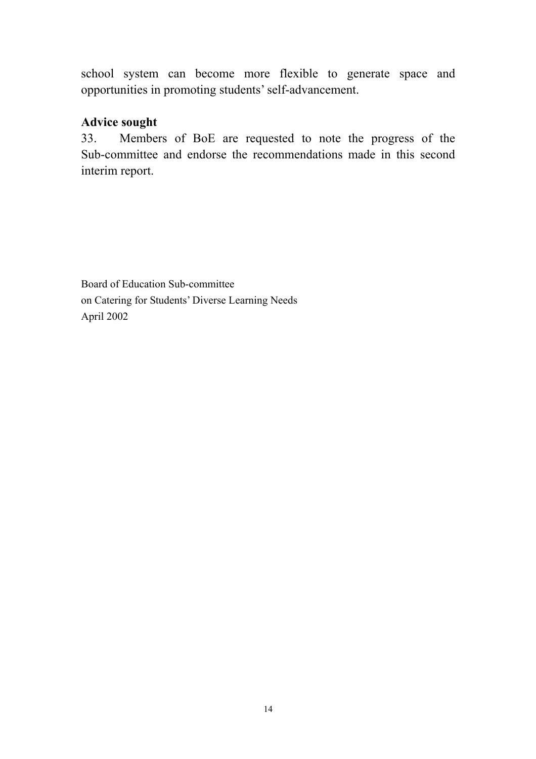school system can become more flexible to generate space and opportunities in promoting students' self-advancement.

**Advice sought**

33. Members of BoE are requested to note the progress of the Sub-committee and endorse the recommendations made in this second interim report.

Board of Education Sub-committee
on Catering for Students' Diverse Learning Needs
April 2002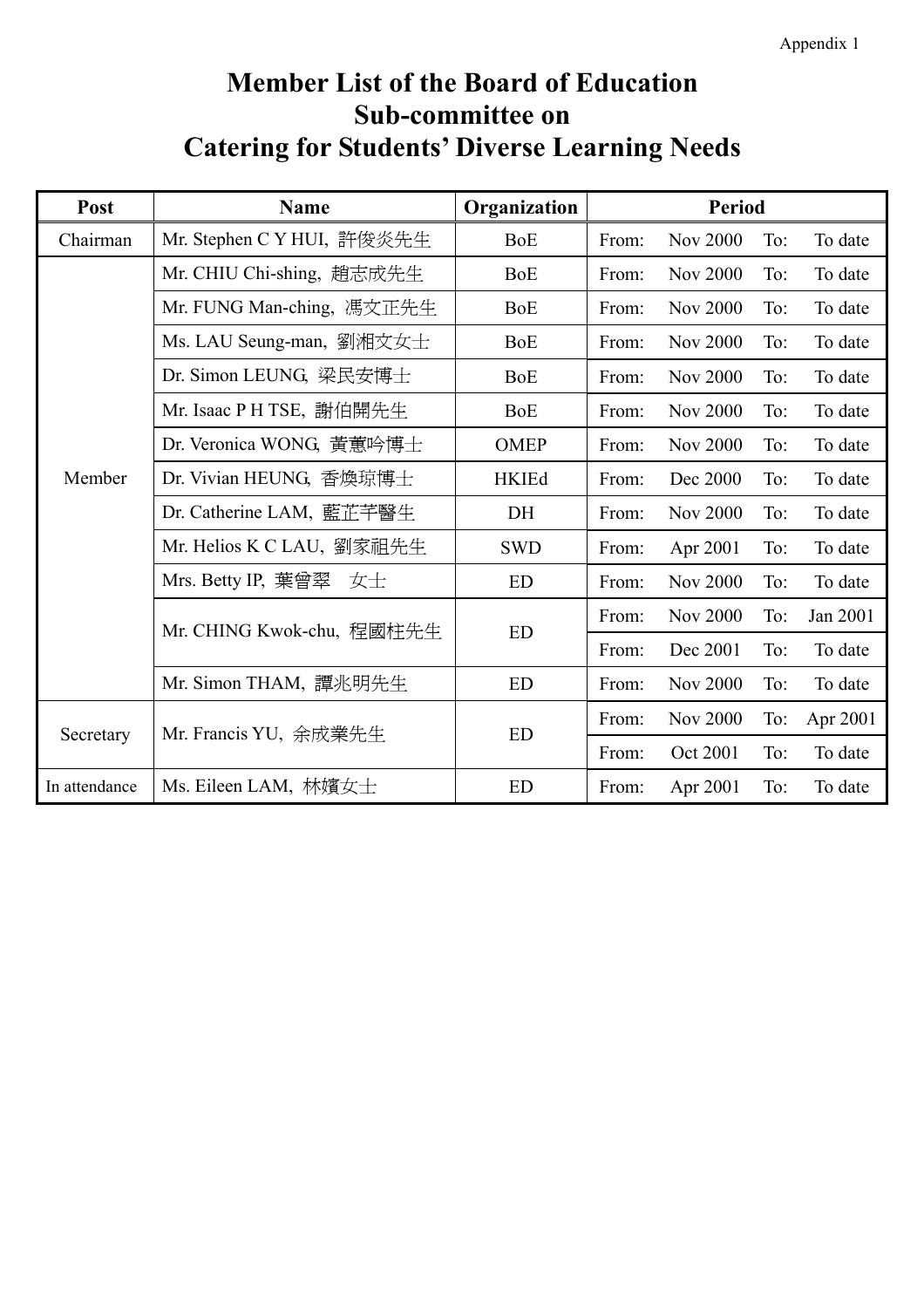Appendix 1

# Member List of the Board of Education Sub-committee on Catering for Students' Diverse Learning Needs

| Post | Name | Organization | Period | | | |
|---|---|---|---|---|---|---|
| Chairman | Mr. Stephen C Y HUI, 許俊炎先生 | BoE | From: | Nov 2000 | To: | To date |
| Member | Mr. CHIU Chi-shing, 趙志成先生 | BoE | From: | Nov 2000 | To: | To date |
| | Mr. FUNG Man-ching, 馮文正先生 | BoE | From: | Nov 2000 | To: | To date |
| | Ms. LAU Seung-man, 劉湘文女士 | BoE | From: | Nov 2000 | To: | To date |
| | Dr. Simon LEUNG, 梁民安博士 | BoE | From: | Nov 2000 | To: | To date |
| | Mr. Isaac P H TSE, 謝伯開先生 | BoE | From: | Nov 2000 | To: | To date |
| | Dr. Veronica WONG, 黃蕙吟博士 | OMEP | From: | Nov 2000 | To: | To date |
| | Dr. Vivian HEUNG, 香煥琼博士 | HKIEd | From: | Dec 2000 | To: | To date |
| | Dr. Catherine LAM, 藍芷芊醫生 | DH | From: | Nov 2000 | To: | To date |
| | Mr. Helios K C LAU, 劉家祖先生 | SWD | From: | Apr 2001 | To: | To date |
| | Mrs. Betty IP, 葉曾翠　女士 | ED | From: | Nov 2000 | To: | To date |
| | Mr. CHING Kwok-chu, 程國柱先生 | ED | From: | Nov 2000 | To: | Jan 2001 |
| | | | From: | Dec 2001 | To: | To date |
| | Mr. Simon THAM, 譚兆明先生 | ED | From: | Nov 2000 | To: | To date |
| Secretary | Mr. Francis YU, 余成業先生 | ED | From: | Nov 2000 | To: | Apr 2001 |
| | | | From: | Oct 2001 | To: | To date |
| In attendance | Ms. Eileen LAM, 林嬪女士 | ED | From: | Apr 2001 | To: | To date |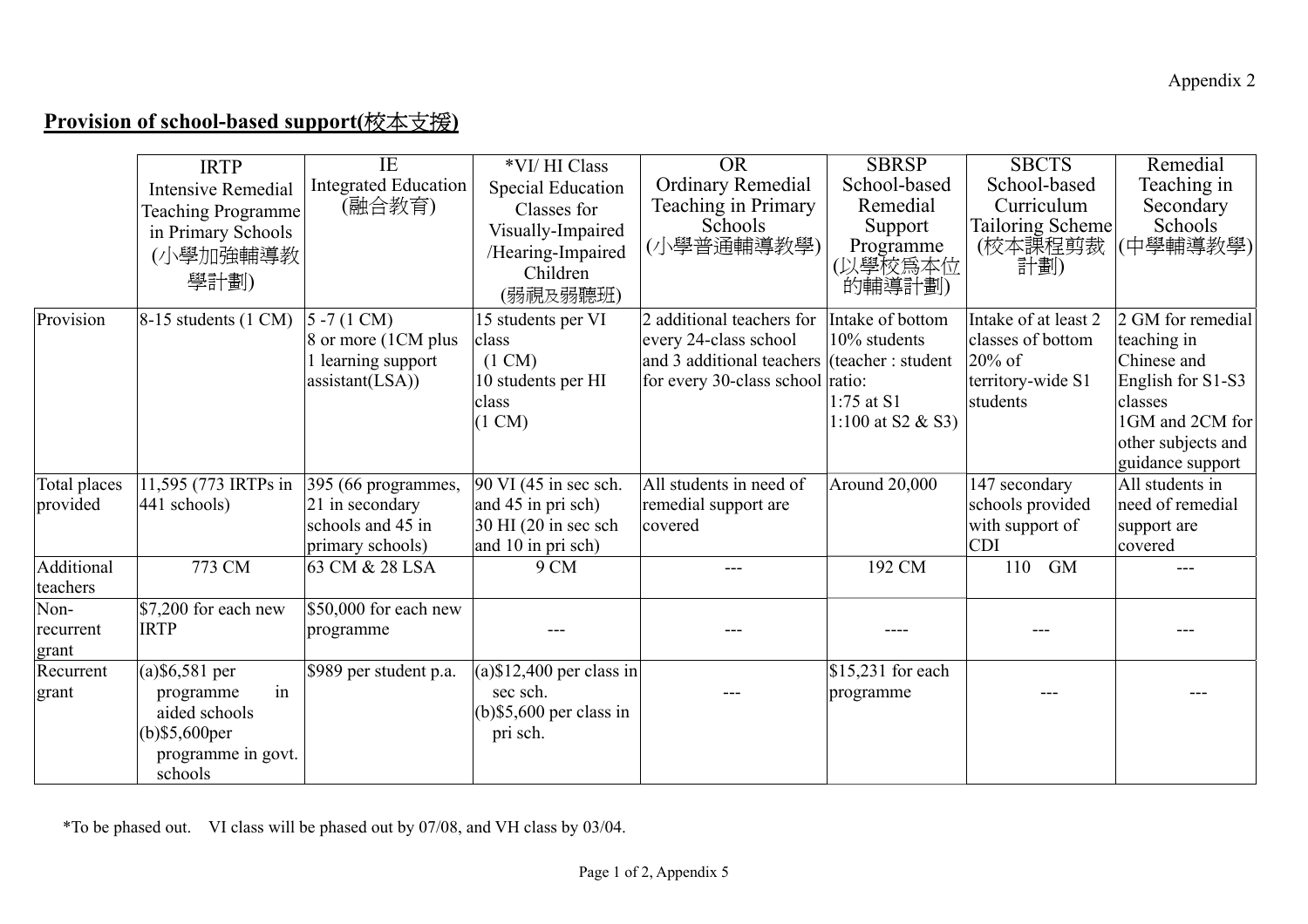Appendix 2

## **Provision of school-based support(校本支援)**

| | IRTP Intensive Remedial Teaching Programme in Primary Schools (小學加強輔導教學計劃) | IE Integrated Education (融合教育) | *VI/ HI Class Special Education Classes for Visually-Impaired /Hearing-Impaired Children (弱視及弱聽班) | OR Ordinary Remedial Teaching in Primary Schools (小學普通輔導教學) | SBRSP School-based Remedial Support Programme (以學校為本位的輔導計劃) | SBCTS School-based Curriculum Tailoring Scheme (校本課程剪裁計劃) | Remedial Teaching in Secondary Schools (中學輔導教學) |
|---|---|---|---|---|---|---|---|
| Provision | 8-15 students (1 CM) | 5 -7 (1 CM)<br>8 or more (1CM plus 1 learning support assistant(LSA)) | 15 students per VI class (1 CM)<br>10 students per HI class (1 CM) | 2 additional teachers for every 24-class school and 3 additional teachers for every 30-class school | Intake of bottom 10% students (teacher : student ratio:<br>1:75 at S1<br>1:100 at S2 & S3) | Intake of at least 2 classes of bottom 20% of territory-wide S1 students | 2 GM for remedial teaching in Chinese and English for S1-S3 classes<br>1GM and 2CM for other subjects and guidance support |
| Total places provided | 11,595 (773 IRTPs in 441 schools) | 395 (66 programmes, 21 in secondary schools and 45 in primary schools) | 90 VI (45 in sec sch. and 45 in pri sch)<br>30 HI (20 in sec sch and 10 in pri sch) | All students in need of remedial support are covered | Around 20,000 | 147 secondary schools provided with support of CDI | All students in need of remedial support are covered |
| Additional teachers | 773 CM | 63 CM & 28 LSA | 9 CM | --- | 192 CM | 110 GM | --- |
| Non-recurrent grant | $7,200 for each new IRTP | $50,000 for each new programme | --- | --- | ---- | --- | --- |
| Recurrent grant | (a)$6,581 per programme in aided schools<br>(b)$5,600per programme in govt. schools | $989 per student p.a. | (a)$12,400 per class in sec sch.<br>(b)$5,600 per class in pri sch. | --- | $15,231 for each programme | --- | --- |

*To be phased out. VI class will be phased out by 07/08, and VH class by 03/04.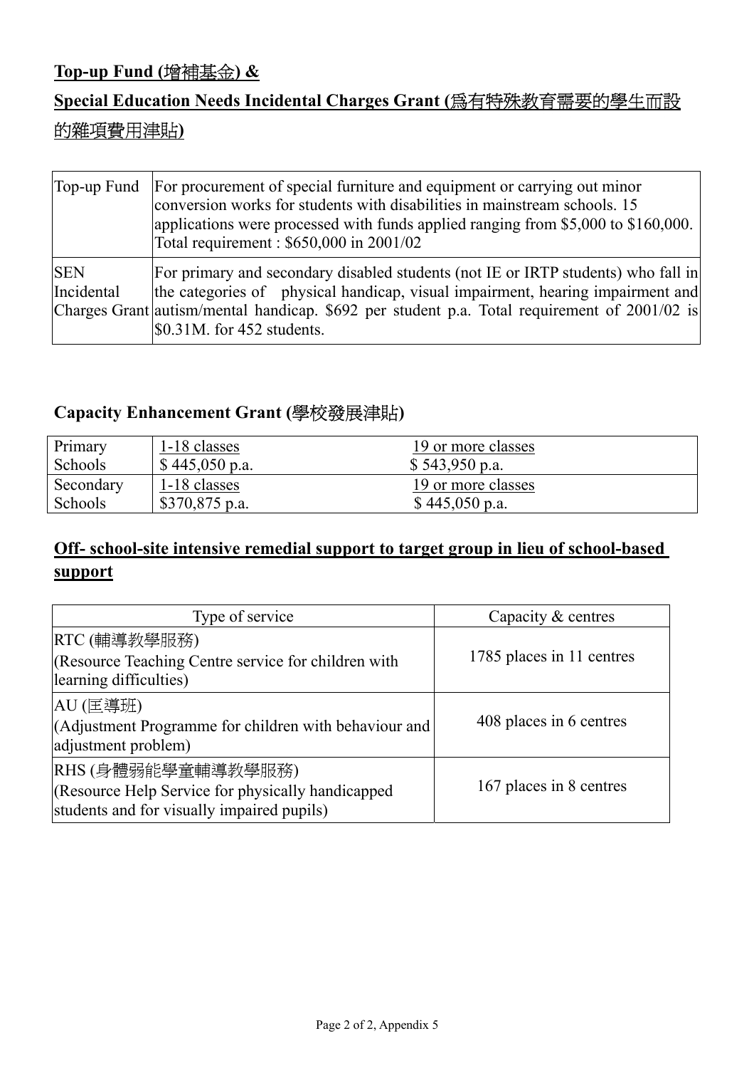## **Top-up Fund (增補基金) &**

## **Special Education Needs Incidental Charges Grant (為有特殊教育需要的學生而設的雜項費用津貼)**

| Top-up Fund | For procurement of special furniture and equipment or carrying out minor conversion works for students with disabilities in mainstream schools. 15 applications were processed with funds applied ranging from $5,000 to $160,000. Total requirement : $650,000 in 2001/02 |
|---|---|
| SEN Incidental Charges Grant | For primary and secondary disabled students (not IE or IRTP students) who fall in the categories of physical handicap, visual impairment, hearing impairment and autism/mental handicap. $692 per student p.a. Total requirement of 2001/02 is $0.31M. for 452 students. |

## **Capacity Enhancement Grant (學校發展津貼)**

| | | |
|---|---|---|
| Primary Schools | 1-18 classes<br>$ 445,050 p.a. | 19 or more classes<br>$ 543,950 p.a. |
| Secondary Schools | 1-18 classes<br>$370,875 p.a. | 19 or more classes<br>$ 445,050 p.a. |

## **Off- school-site intensive remedial support to target group in lieu of school-based support**

| Type of service | Capacity & centres |
|---|---|
| RTC (輔導教學服務)<br>(Resource Teaching Centre service for children with learning difficulties) | 1785 places in 11 centres |
| AU (匡導班)<br>(Adjustment Programme for children with behaviour and adjustment problem) | 408 places in 6 centres |
| RHS (身體弱能學童輔導教學服務)<br>(Resource Help Service for physically handicapped students and for visually impaired pupils) | 167 places in 8 centres |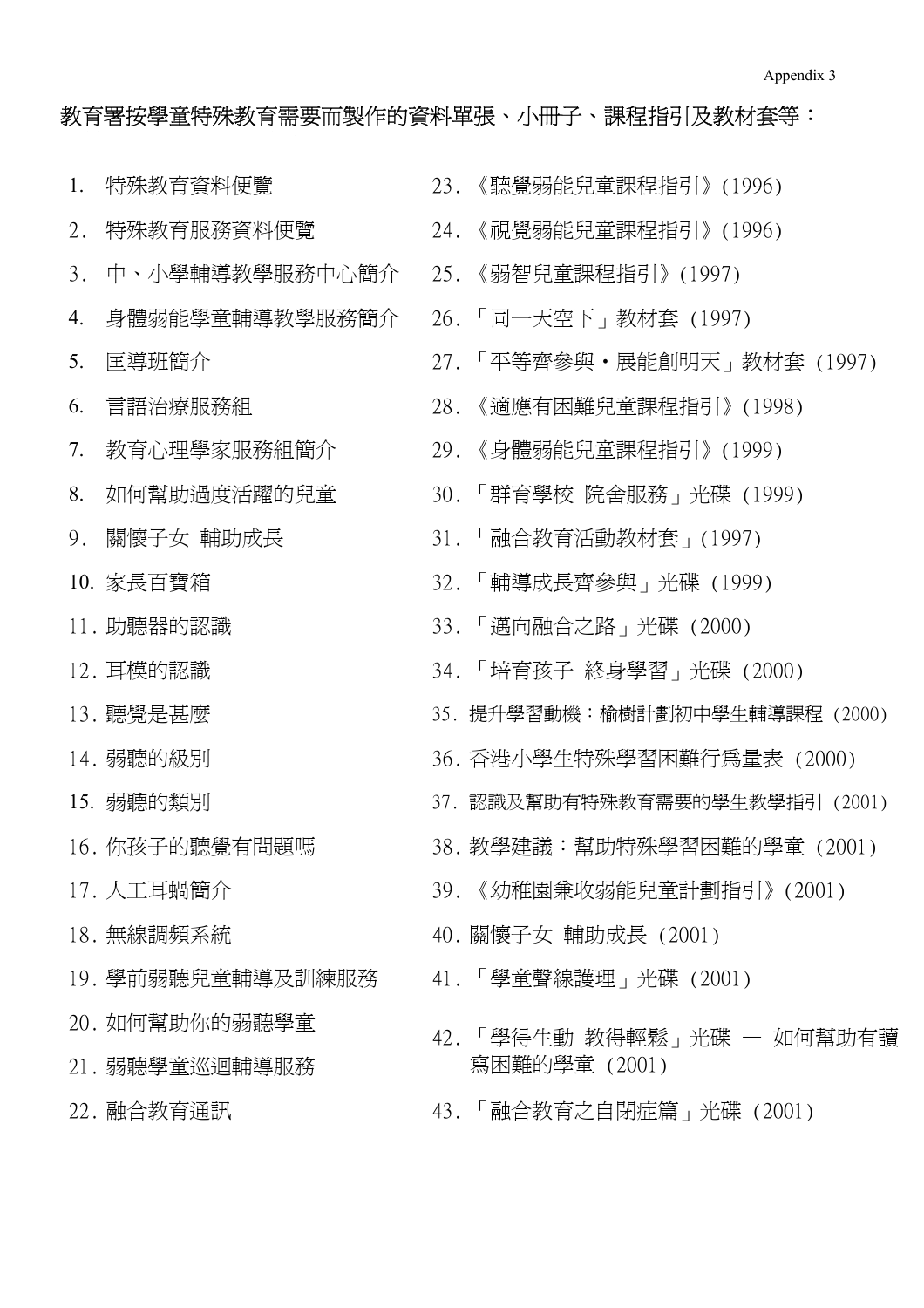Appendix 3

教育署按學童特殊教育需要而製作的資料單張、小冊子、課程指引及教材套等：

1. 特殊教育資料便覽
2. 特殊教育服務資料便覽
3. 中、小學輔導教學服務中心簡介
4. 身體弱能學童輔導教學服務簡介
5. 匡導班簡介
6. 言語治療服務組
7. 教育心理學家服務組簡介
8. 如何幫助過度活躍的兒童
9. 關懷子女 輔助成長
10. 家長百寶箱
11. 助聽器的認識
12. 耳模的認識
13. 聽覺是甚麼
14. 弱聽的級別
15. 弱聽的類別
16. 你孩子的聽覺有問題嗎
17. 人工耳蝸簡介
18. 無線調頻系統
19. 學前弱聽兒童輔導及訓練服務
20. 如何幫助你的弱聽學童
21. 弱聽學童巡迴輔導服務
22. 融合教育通訊
23. 《聽覺弱能兒童課程指引》(1996)
24. 《視覺弱能兒童課程指引》(1996)
25. 《弱智兒童課程指引》(1997)
26. 「同一天空下」教材套 (1997)
27. 「平等齊參與・展能創明天」教材套 (1997)
28. 《適應有困難兒童課程指引》(1998)
29. 《身體弱能兒童課程指引》(1999)
30. 「群育學校 院舍服務」光碟 (1999)
31. 「融合教育活動教材套」(1997)
32. 「輔導成長齊參與」光碟 (1999)
33. 「邁向融合之路」光碟 (2000)
34. 「培育孩子 終身學習」光碟 (2000)
35. 提升學習動機：榆樹計劃初中學生輔導課程 (2000)
36. 香港小學生特殊學習困難行爲量表 (2000)
37. 認識及幫助有特殊教育需要的學生教學指引 (2001)
38. 教學建議：幫助特殊學習困難的學童 (2001)
39. 《幼稚園兼收弱能兒童計劃指引》(2001)
40. 關懷子女 輔助成長 (2001)
41. 「學童聲線護理」光碟 (2001)
42. 「學得生動 教得輕鬆」光碟 — 如何幫助有讀寫困難的學童 (2001)
43. 「融合教育之自閉症篇」光碟 (2001)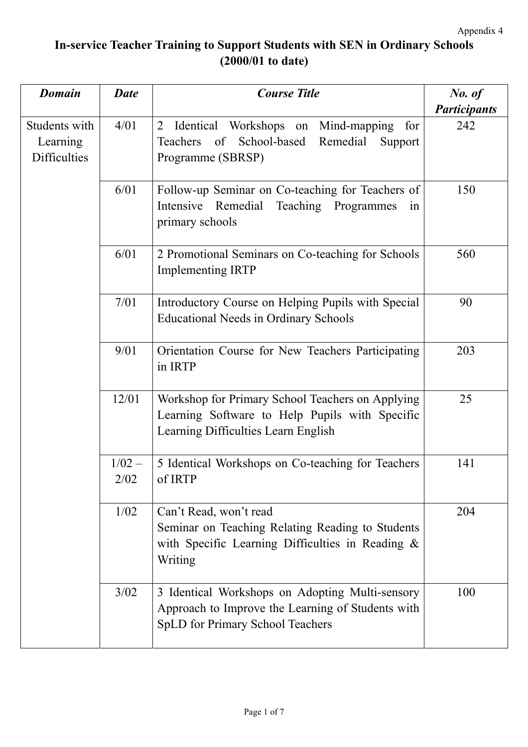Appendix 4

# In-service Teacher Training to Support Students with SEN in Ordinary Schools (2000/01 to date)

| *Domain* | *Date* | *Course Title* | *No. of Participants* |
|---|---|---|---|
| Students with Learning Difficulties | 4/01 | 2 Identical Workshops on Mind-mapping for Teachers of School-based Remedial Support Programme (SBRSP) | 242 |
| | 6/01 | Follow-up Seminar on Co-teaching for Teachers of Intensive Remedial Teaching Programmes in primary schools | 150 |
| | 6/01 | 2 Promotional Seminars on Co-teaching for Schools Implementing IRTP | 560 |
| | 7/01 | Introductory Course on Helping Pupils with Special Educational Needs in Ordinary Schools | 90 |
| | 9/01 | Orientation Course for New Teachers Participating in IRTP | 203 |
| | 12/01 | Workshop for Primary School Teachers on Applying Learning Software to Help Pupils with Specific Learning Difficulties Learn English | 25 |
| | 1/02 – 2/02 | 5 Identical Workshops on Co-teaching for Teachers of IRTP | 141 |
| | 1/02 | Can't Read, won't read<br>Seminar on Teaching Relating Reading to Students with Specific Learning Difficulties in Reading & Writing | 204 |
| | 3/02 | 3 Identical Workshops on Adopting Multi-sensory Approach to Improve the Learning of Students with SpLD for Primary School Teachers | 100 |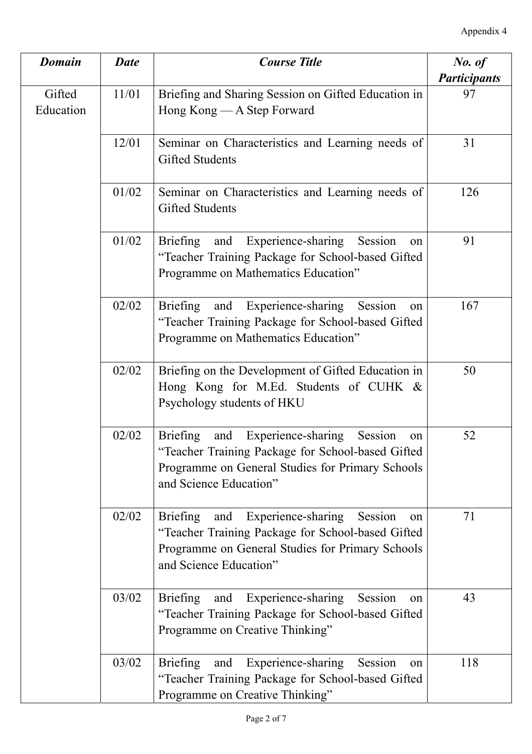Appendix 4

| ***Domain*** | ***Date*** | ***Course Title*** | ***No. of Participants*** |
| --- | --- | --- | --- |
| Gifted Education | 11/01 | Briefing and Sharing Session on Gifted Education in Hong Kong — A Step Forward | 97 |
| | 12/01 | Seminar on Characteristics and Learning needs of Gifted Students | 31 |
| | 01/02 | Seminar on Characteristics and Learning needs of Gifted Students | 126 |
| | 01/02 | Briefing and Experience-sharing Session on "Teacher Training Package for School-based Gifted Programme on Mathematics Education" | 91 |
| | 02/02 | Briefing and Experience-sharing Session on "Teacher Training Package for School-based Gifted Programme on Mathematics Education" | 167 |
| | 02/02 | Briefing on the Development of Gifted Education in Hong Kong for M.Ed. Students of CUHK & Psychology students of HKU | 50 |
| | 02/02 | Briefing and Experience-sharing Session on "Teacher Training Package for School-based Gifted Programme on General Studies for Primary Schools and Science Education" | 52 |
| | 02/02 | Briefing and Experience-sharing Session on "Teacher Training Package for School-based Gifted Programme on General Studies for Primary Schools and Science Education" | 71 |
| | 03/02 | Briefing and Experience-sharing Session on "Teacher Training Package for School-based Gifted Programme on Creative Thinking" | 43 |
| | 03/02 | Briefing and Experience-sharing Session on "Teacher Training Package for School-based Gifted Programme on Creative Thinking" | 118 |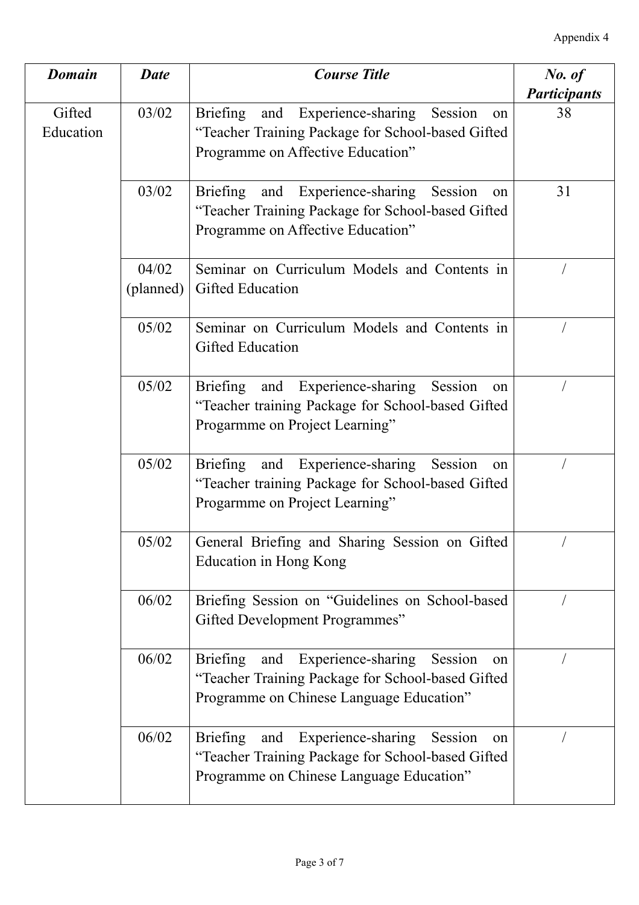Appendix 4

| ***Domain*** | ***Date*** | ***Course Title*** | ***No. of Participants*** |
|---|---|---|---|
| Gifted Education | 03/02 | Briefing and Experience-sharing Session on "Teacher Training Package for School-based Gifted Programme on Affective Education" | 38 |
| | 03/02 | Briefing and Experience-sharing Session on "Teacher Training Package for School-based Gifted Programme on Affective Education" | 31 |
| | 04/02 (planned) | Seminar on Curriculum Models and Contents in Gifted Education | / |
| | 05/02 | Seminar on Curriculum Models and Contents in Gifted Education | / |
| | 05/02 | Briefing and Experience-sharing Session on "Teacher training Package for School-based Gifted Progarmme on Project Learning" | / |
| | 05/02 | Briefing and Experience-sharing Session on "Teacher training Package for School-based Gifted Progarmme on Project Learning" | / |
| | 05/02 | General Briefing and Sharing Session on Gifted Education in Hong Kong | / |
| | 06/02 | Briefing Session on "Guidelines on School-based Gifted Development Programmes" | / |
| | 06/02 | Briefing and Experience-sharing Session on "Teacher Training Package for School-based Gifted Programme on Chinese Language Education" | / |
| | 06/02 | Briefing and Experience-sharing Session on "Teacher Training Package for School-based Gifted Programme on Chinese Language Education" | / |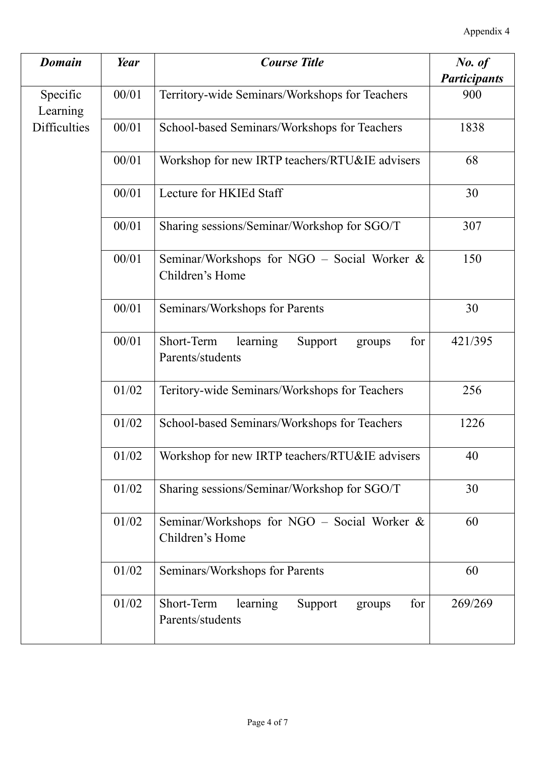Appendix 4

| ***Domain*** | ***Year*** | ***Course Title*** | ***No. of Participants*** |
|---|---|---|---|
| Specific Learning Difficulties | 00/01 | Territory-wide Seminars/Workshops for Teachers | 900 |
| | 00/01 | School-based Seminars/Workshops for Teachers | 1838 |
| | 00/01 | Workshop for new IRTP teachers/RTU&IE advisers | 68 |
| | 00/01 | Lecture for HKIEd Staff | 30 |
| | 00/01 | Sharing sessions/Seminar/Workshop for SGO/T | 307 |
| | 00/01 | Seminar/Workshops for NGO – Social Worker & Children's Home | 150 |
| | 00/01 | Seminars/Workshops for Parents | 30 |
| | 00/01 | Short-Term learning Support groups for Parents/students | 421/395 |
| | 01/02 | Teritory-wide Seminars/Workshops for Teachers | 256 |
| | 01/02 | School-based Seminars/Workshops for Teachers | 1226 |
| | 01/02 | Workshop for new IRTP teachers/RTU&IE advisers | 40 |
| | 01/02 | Sharing sessions/Seminar/Workshop for SGO/T | 30 |
| | 01/02 | Seminar/Workshops for NGO – Social Worker & Children's Home | 60 |
| | 01/02 | Seminars/Workshops for Parents | 60 |
| | 01/02 | Short-Term learning Support groups for Parents/students | 269/269 |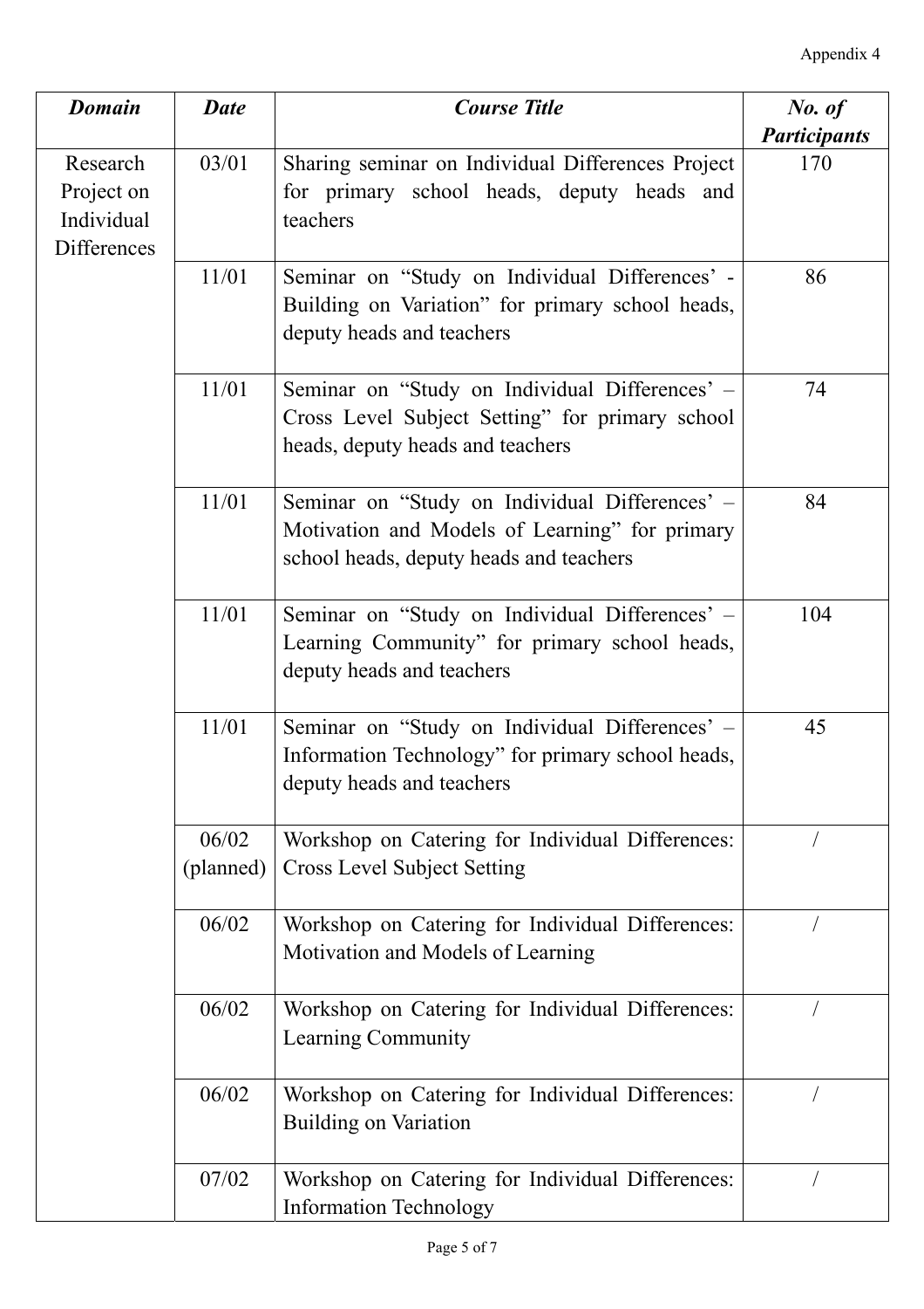Appendix 4

| ***Domain*** | ***Date*** | ***Course Title*** | ***No. of Participants*** |
|---|---|---|---|
| Research Project on Individual Differences | 03/01 | Sharing seminar on Individual Differences Project for primary school heads, deputy heads and teachers | 170 |
| | 11/01 | Seminar on "Study on Individual Differences' - Building on Variation" for primary school heads, deputy heads and teachers | 86 |
| | 11/01 | Seminar on "Study on Individual Differences' – Cross Level Subject Setting" for primary school heads, deputy heads and teachers | 74 |
| | 11/01 | Seminar on "Study on Individual Differences' – Motivation and Models of Learning" for primary school heads, deputy heads and teachers | 84 |
| | 11/01 | Seminar on "Study on Individual Differences' – Learning Community" for primary school heads, deputy heads and teachers | 104 |
| | 11/01 | Seminar on "Study on Individual Differences' – Information Technology" for primary school heads, deputy heads and teachers | 45 |
| | 06/02 (planned) | Workshop on Catering for Individual Differences: Cross Level Subject Setting | / |
| | 06/02 | Workshop on Catering for Individual Differences: Motivation and Models of Learning | / |
| | 06/02 | Workshop on Catering for Individual Differences: Learning Community | / |
| | 06/02 | Workshop on Catering for Individual Differences: Building on Variation | / |
| | 07/02 | Workshop on Catering for Individual Differences: Information Technology | / |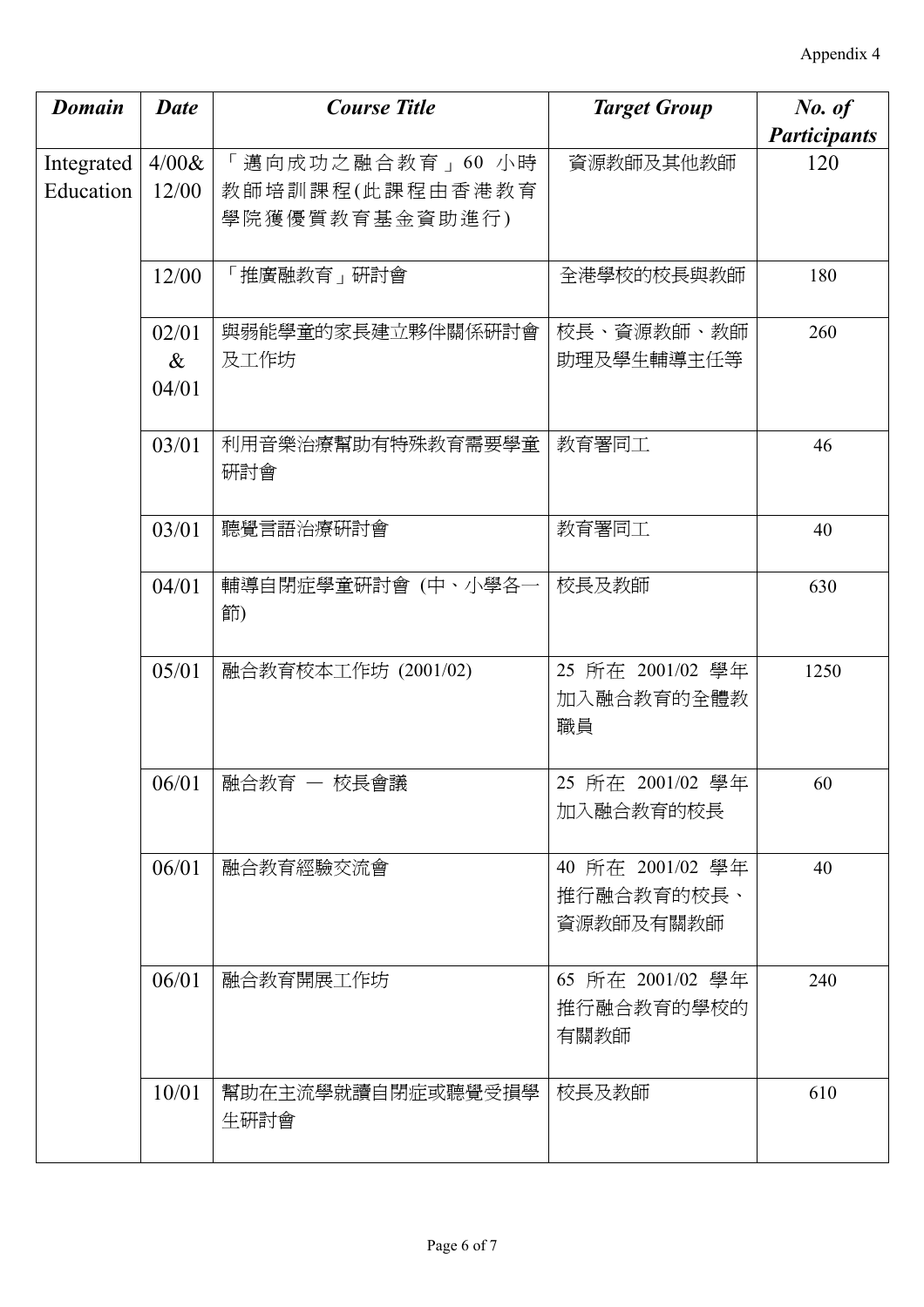Appendix 4

| *Domain* | *Date* | *Course Title* | *Target Group* | *No. of Participants* |
|---|---|---|---|---|
| Integrated Education | 4/00& 12/00 | 「邁向成功之融合教育」60 小時教師培訓課程(此課程由香港教育學院獲優質教育基金資助進行) | 資源教師及其他教師 | 120 |
| | 12/00 | 「推廣融教育」研討會 | 全港學校的校長與教師 | 180 |
| | 02/01 & 04/01 | 與弱能學童的家長建立夥伴關係研討會及工作坊 | 校長、資源教師、教師助理及學生輔導主任等 | 260 |
| | 03/01 | 利用音樂治療幫助有特殊教育需要學童研討會 | 教育署同工 | 46 |
| | 03/01 | 聽覺言語治療研討會 | 教育署同工 | 40 |
| | 04/01 | 輔導自閉症學童研討會 (中、小學各一節) | 校長及教師 | 630 |
| | 05/01 | 融合教育校本工作坊 (2001/02) | 25 所在 2001/02 學年加入融合教育的全體教職員 | 1250 |
| | 06/01 | 融合教育 — 校長會議 | 25 所在 2001/02 學年加入融合教育的校長 | 60 |
| | 06/01 | 融合教育經驗交流會 | 40 所在 2001/02 學年推行融合教育的校長、資源教師及有關教師 | 40 |
| | 06/01 | 融合教育開展工作坊 | 65 所在 2001/02 學年推行融合教育的學校的有關教師 | 240 |
| | 10/01 | 幫助在主流學就讀自閉症或聽覺受損學生研討會 | 校長及教師 | 610 |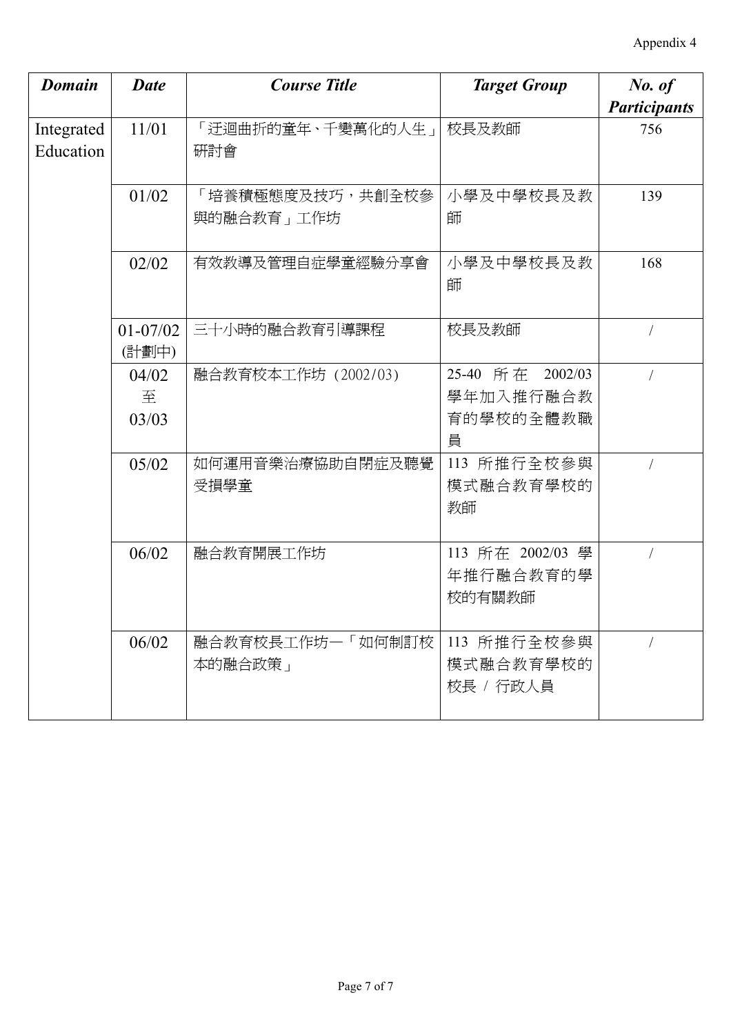Appendix 4

| *Domain* | *Date* | *Course Title* | *Target Group* | *No. of Participants* |
|---|---|---|---|---|
| Integrated Education | 11/01 | 「迂迴曲折的童年、千變萬化的人生」研討會 | 校長及教師 | 756 |
| | 01/02 | 「培養積極態度及技巧，共創全校參與的融合教育」工作坊 | 小學及中學校長及教師 | 139 |
| | 02/02 | 有效教導及管理自症學童經驗分享會 | 小學及中學校長及教師 | 168 |
| | 01-07/02 (計劃中) | 三十小時的融合教育引導課程 | 校長及教師 | / |
| | 04/02 至 03/03 | 融合教育校本工作坊 (2002/03) | 25-40 所在 2002/03 學年加入推行融合教育的學校的全體教職員 | / |
| | 05/02 | 如何運用音樂治療協助自閉症及聽覺受損學童 | 113 所推行全校參與模式融合教育學校的教師 | / |
| | 06/02 | 融合教育開展工作坊 | 113 所在 2002/03 學年推行融合教育的學校的有關教師 | / |
| | 06/02 | 融合教育校長工作坊—「如何制訂校本的融合政策」 | 113 所推行全校參與模式融合教育學校的校長 / 行政人員 | / |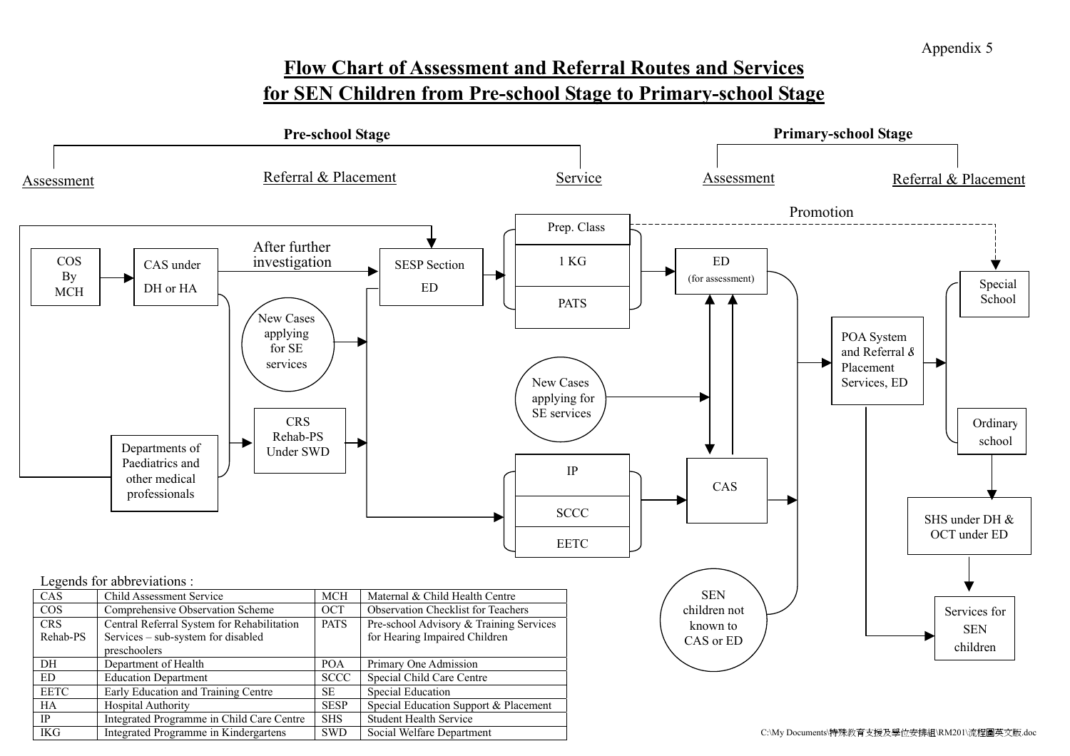Appendix 5

# Flow Chart of Assessment and Referral Routes and Services for SEN Children from Pre-school Stage to Primary-school Stage

**Pre-school Stage**

Assessment — Referral & Placement — Service

**Primary-school Stage**

Assessment — Referral & Placement

Promotion

COS By MCH

CAS under DH or HA

After further investigation

SESP Section ED

New Cases applying for SE services

Departments of Paediatrics and other medical professionals

CRS Rehab-PS Under SWD

Prep. Class

1 KG

PATS

IP

SCCC

EETC

ED (for assessment)

New Cases applying for SE services

CAS

SEN children not known to CAS or ED

POA System and Referral & Placement Services, ED

Special School

Ordinary school

SHS under DH & OCT under ED

Services for SEN children

Legends for abbreviations :

| Abbreviation | Meaning | Abbreviation | Meaning |
|---|---|---|---|
| CAS | Child Assessment Service | MCH | Maternal & Child Health Centre |
| COS | Comprehensive Observation Scheme | OCT | Observation Checklist for Teachers |
| CRS Rehab-PS | Central Referral System for Rehabilitation Services – sub-system for disabled preschoolers | PATS | Pre-school Advisory & Training Services for Hearing Impaired Children |
| DH | Department of Health | POA | Primary One Admission |
| ED | Education Department | SCCC | Special Child Care Centre |
| EETC | Early Education and Training Centre | SE | Special Education |
| HA | Hospital Authority | SESP | Special Education Support & Placement |
| IP | Integrated Programme in Child Care Centre | SHS | Student Health Service |
| IKG | Integrated Programme in Kindergartens | SWD | Social Welfare Department |

C:\My Documents\特殊教育支援及學位安排組\RM201\流程圖英文版.doc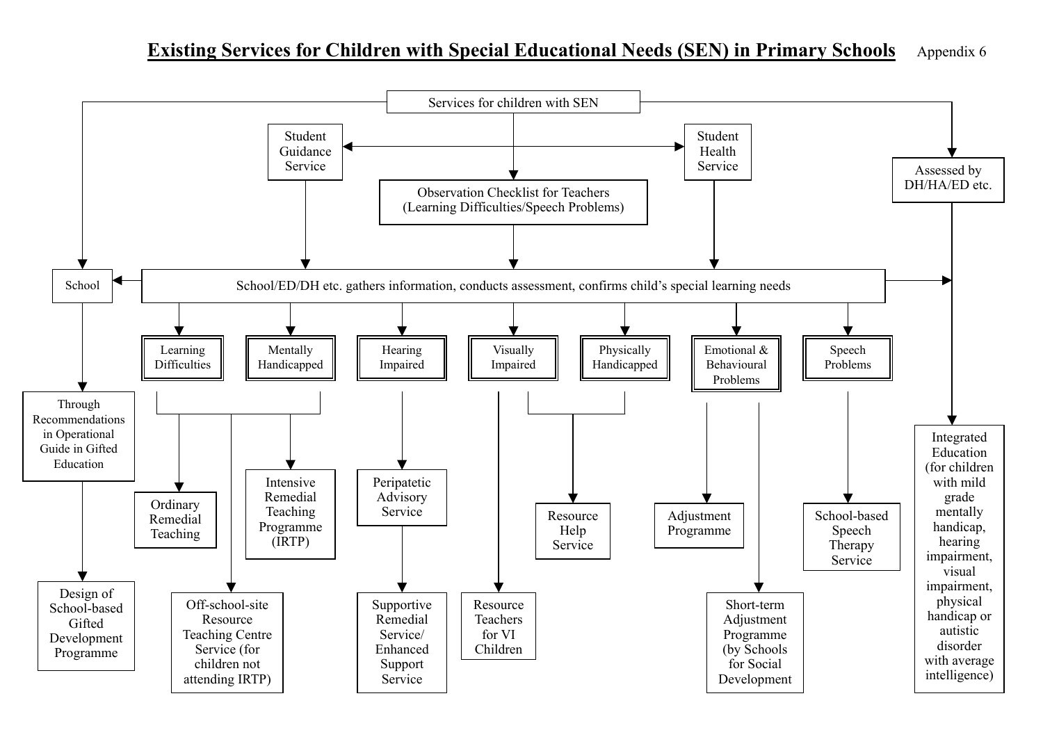# Existing Services for Children with Special Educational Needs (SEN) in Primary Schools

Appendix 6

Services for children with SEN

- Student Guidance Service
- Student Health Service
- Observation Checklist for Teachers (Learning Difficulties/Speech Problems)
- Assessed by DH/HA/ED etc.

School/ED/DH etc. gathers information, conducts assessment, confirms child's special learning needs

School

- Through Recommendations in Operational Guide in Gifted Education
  - Design of School-based Gifted Development Programme

Learning Difficulties / Mentally Handicapped

- Ordinary Remedial Teaching
- Intensive Remedial Teaching Programme (IRTP)
- Off-school-site Resource Teaching Centre Service (for children not attending IRTP)

Hearing Impaired

- Peripatetic Advisory Service
  - Supportive Remedial Service/ Enhanced Support Service

Visually Impaired

- Resource Teachers for VI Children

Visually Impaired / Physically Handicapped

- Resource Help Service

Emotional & Behavioural Problems

- Adjustment Programme
- Short-term Adjustment Programme (by Schools for Social Development)

Speech Problems

- School-based Speech Therapy Service

Integrated Education (for children with mild grade mentally handicap, hearing impairment, visual impairment, physical handicap or autistic disorder with average intelligence)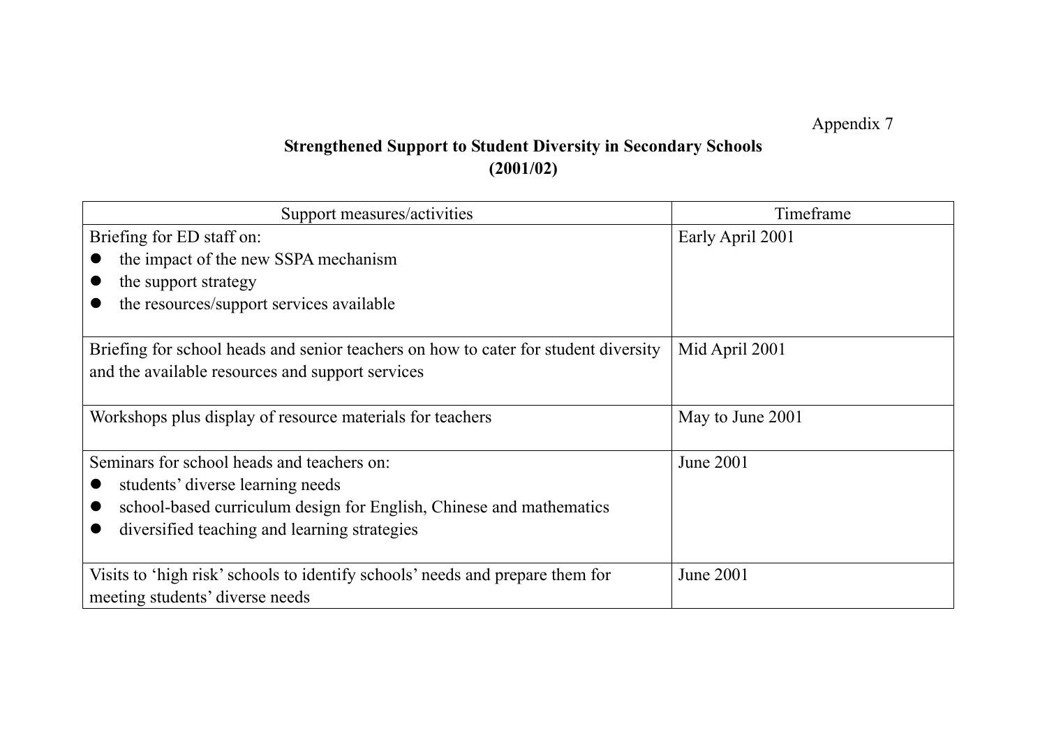Appendix 7

**Strengthened Support to Student Diversity in Secondary Schools**
**(2001/02)**

| Support measures/activities | Timeframe |
|---|---|
| Briefing for ED staff on:<br>● the impact of the new SSPA mechanism<br>● the support strategy<br>● the resources/support services available | Early April 2001 |
| Briefing for school heads and senior teachers on how to cater for student diversity and the available resources and support services | Mid April 2001 |
| Workshops plus display of resource materials for teachers | May to June 2001 |
| Seminars for school heads and teachers on:<br>● students' diverse learning needs<br>● school-based curriculum design for English, Chinese and mathematics<br>● diversified teaching and learning strategies | June 2001 |
| Visits to 'high risk' schools to identify schools' needs and prepare them for meeting students' diverse needs | June 2001 |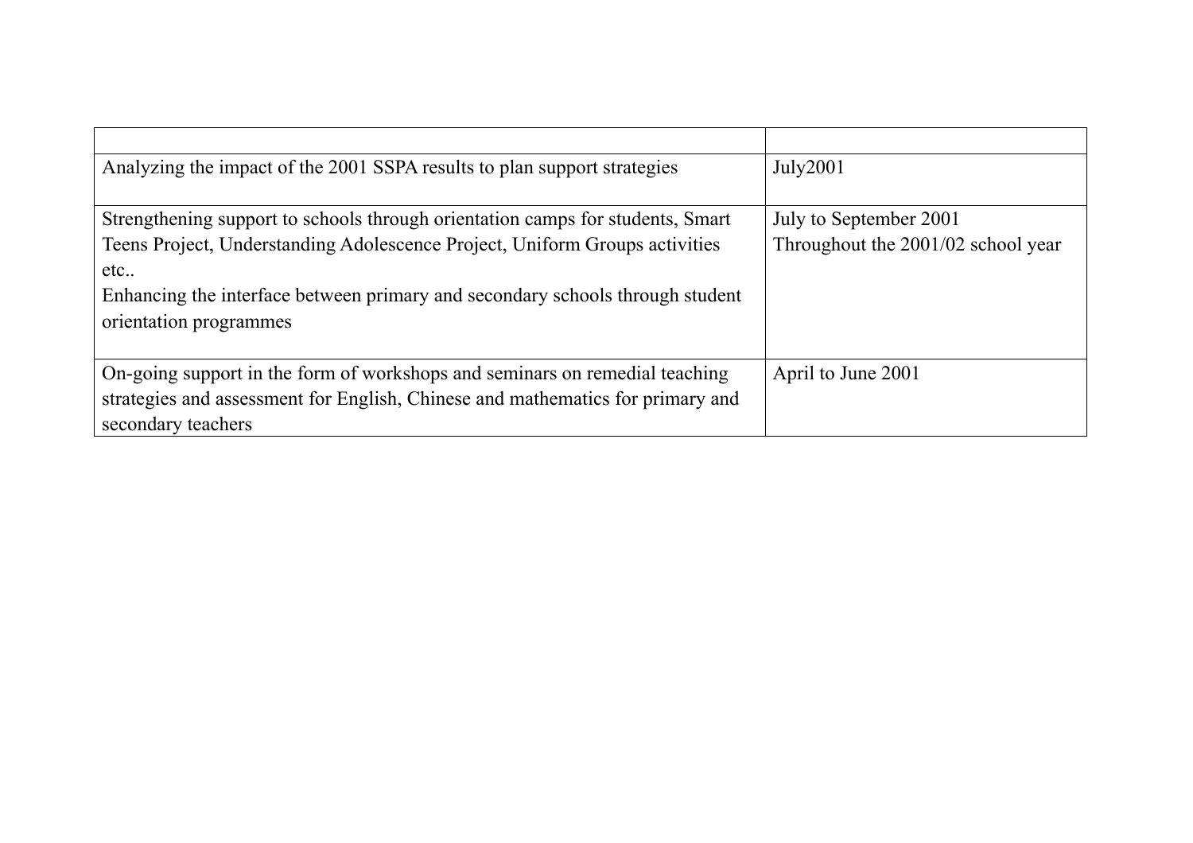| | |
|---|---|
| Analyzing the impact of the 2001 SSPA results to plan support strategies | July2001 |
| Strengthening support to schools through orientation camps for students, Smart Teens Project, Understanding Adolescence Project, Uniform Groups activities etc..<br>Enhancing the interface between primary and secondary schools through student orientation programmes | July to September 2001<br>Throughout the 2001/02 school year |
| On-going support in the form of workshops and seminars on remedial teaching strategies and assessment for English, Chinese and mathematics for primary and secondary teachers | April to June 2001 |